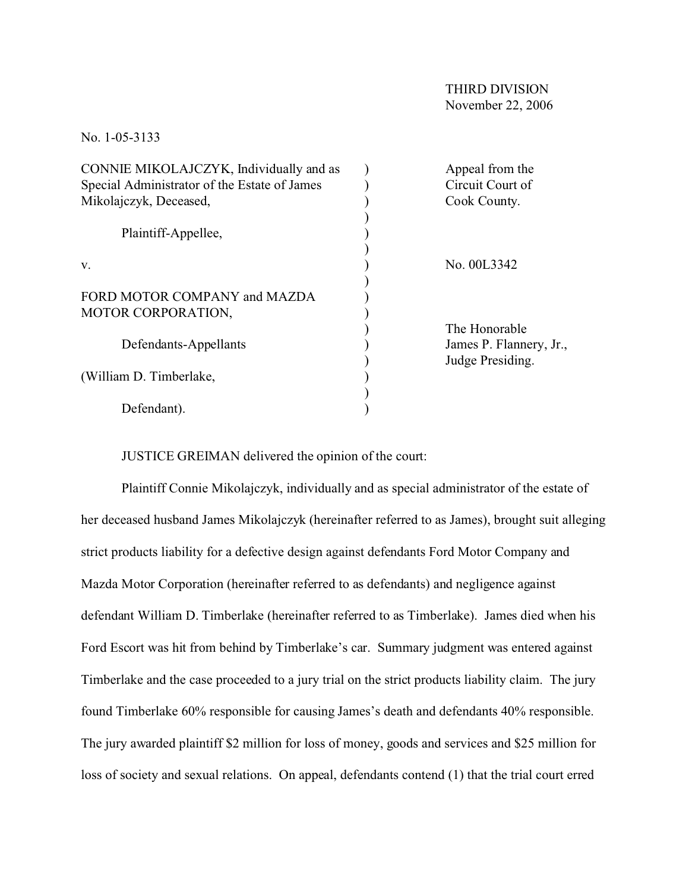THIRD DIVISION
November 22, 2006

No. 1-05-3133

| | | |
|---|---|---|
| CONNIE MIKOLAJCZYK, Individually and as Special Administrator of the Estate of James Mikolajczyk, Deceased, | ) | Appeal from the Circuit Court of Cook County. |
| Plaintiff-Appellee, | ) | |
| v. | ) | No. 00L3342 |
| FORD MOTOR COMPANY and MAZDA MOTOR CORPORATION, | ) | |
| Defendants-Appellants | ) | The Honorable James P. Flannery, Jr., Judge Presiding. |
| (William D. Timberlake, | ) | |
| Defendant). | ) | |

JUSTICE GREIMAN delivered the opinion of the court:

Plaintiff Connie Mikolajczyk, individually and as special administrator of the estate of her deceased husband James Mikolajczyk (hereinafter referred to as James), brought suit alleging strict products liability for a defective design against defendants Ford Motor Company and Mazda Motor Corporation (hereinafter referred to as defendants) and negligence against defendant William D. Timberlake (hereinafter referred to as Timberlake). James died when his Ford Escort was hit from behind by Timberlake's car. Summary judgment was entered against Timberlake and the case proceeded to a jury trial on the strict products liability claim. The jury found Timberlake 60% responsible for causing James's death and defendants 40% responsible. The jury awarded plaintiff $2 million for loss of money, goods and services and $25 million for loss of society and sexual relations. On appeal, defendants contend (1) that the trial court erred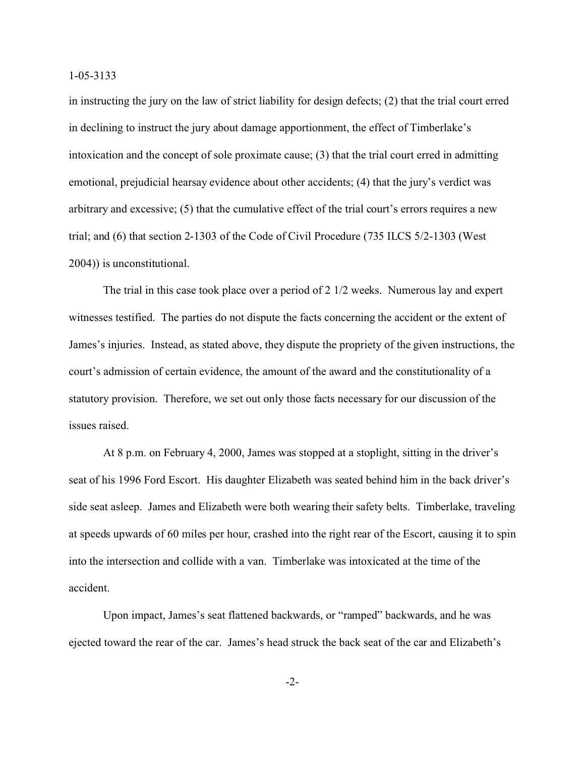in instructing the jury on the law of strict liability for design defects; (2) that the trial court erred in declining to instruct the jury about damage apportionment, the effect of Timberlake's intoxication and the concept of sole proximate cause; (3) that the trial court erred in admitting emotional, prejudicial hearsay evidence about other accidents; (4) that the jury's verdict was arbitrary and excessive; (5) that the cumulative effect of the trial court's errors requires a new trial; and (6) that section 2-1303 of the Code of Civil Procedure (735 ILCS 5/2-1303 (West 2004)) is unconstitutional.

The trial in this case took place over a period of 2 1/2 weeks. Numerous lay and expert witnesses testified. The parties do not dispute the facts concerning the accident or the extent of James's injuries. Instead, as stated above, they dispute the propriety of the given instructions, the court's admission of certain evidence, the amount of the award and the constitutionality of a statutory provision. Therefore, we set out only those facts necessary for our discussion of the issues raised.

At 8 p.m. on February 4, 2000, James was stopped at a stoplight, sitting in the driver's seat of his 1996 Ford Escort. His daughter Elizabeth was seated behind him in the back driver's side seat asleep. James and Elizabeth were both wearing their safety belts. Timberlake, traveling at speeds upwards of 60 miles per hour, crashed into the right rear of the Escort, causing it to spin into the intersection and collide with a van. Timberlake was intoxicated at the time of the accident.

Upon impact, James's seat flattened backwards, or "ramped" backwards, and he was ejected toward the rear of the car. James's head struck the back seat of the car and Elizabeth's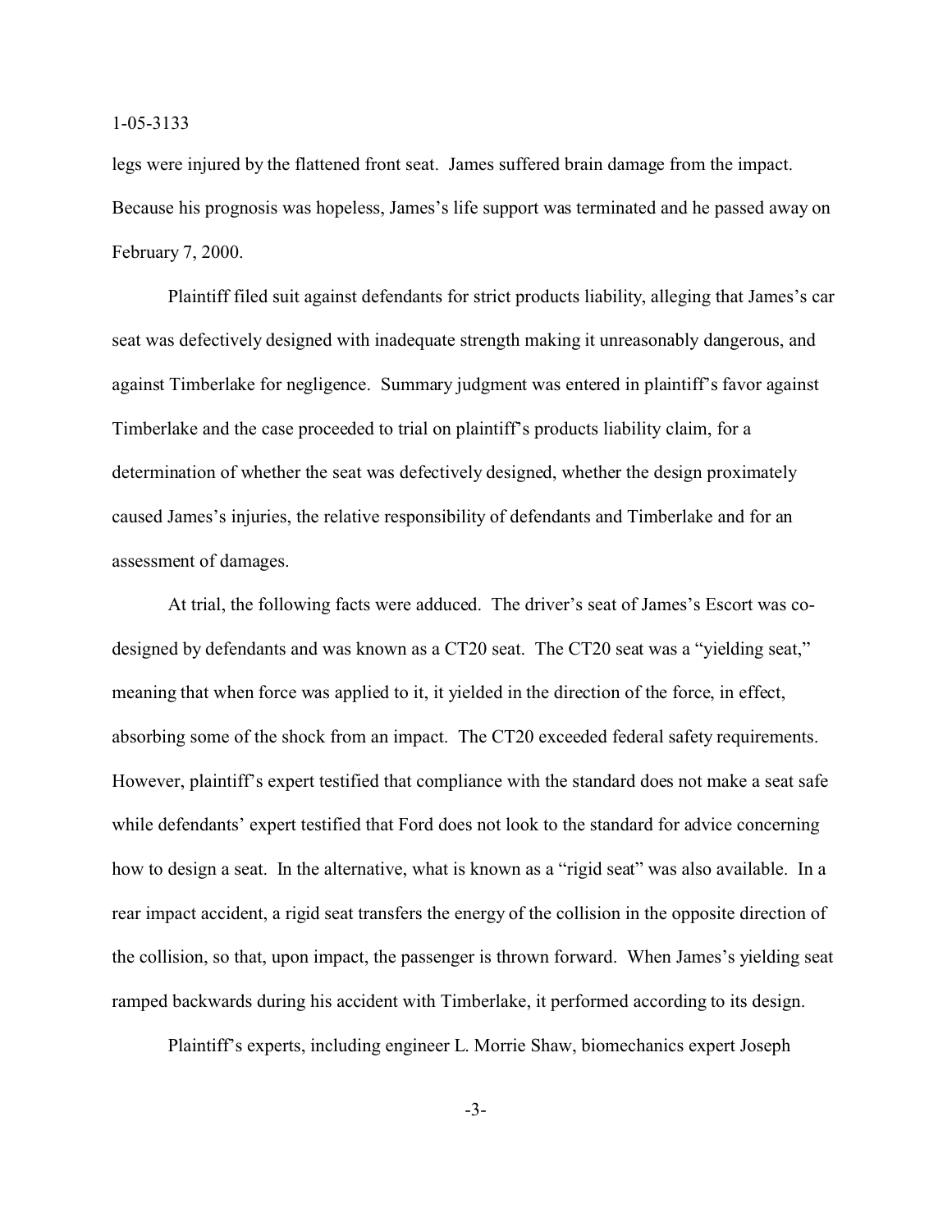legs were injured by the flattened front seat. James suffered brain damage from the impact. Because his prognosis was hopeless, James's life support was terminated and he passed away on February 7, 2000.

Plaintiff filed suit against defendants for strict products liability, alleging that James's car seat was defectively designed with inadequate strength making it unreasonably dangerous, and against Timberlake for negligence. Summary judgment was entered in plaintiff's favor against Timberlake and the case proceeded to trial on plaintiff's products liability claim, for a determination of whether the seat was defectively designed, whether the design proximately caused James's injuries, the relative responsibility of defendants and Timberlake and for an assessment of damages.

At trial, the following facts were adduced. The driver's seat of James's Escort was co-designed by defendants and was known as a CT20 seat. The CT20 seat was a "yielding seat," meaning that when force was applied to it, it yielded in the direction of the force, in effect, absorbing some of the shock from an impact. The CT20 exceeded federal safety requirements. However, plaintiff's expert testified that compliance with the standard does not make a seat safe while defendants' expert testified that Ford does not look to the standard for advice concerning how to design a seat. In the alternative, what is known as a "rigid seat" was also available. In a rear impact accident, a rigid seat transfers the energy of the collision in the opposite direction of the collision, so that, upon impact, the passenger is thrown forward. When James's yielding seat ramped backwards during his accident with Timberlake, it performed according to its design.

Plaintiff's experts, including engineer L. Morrie Shaw, biomechanics expert Joseph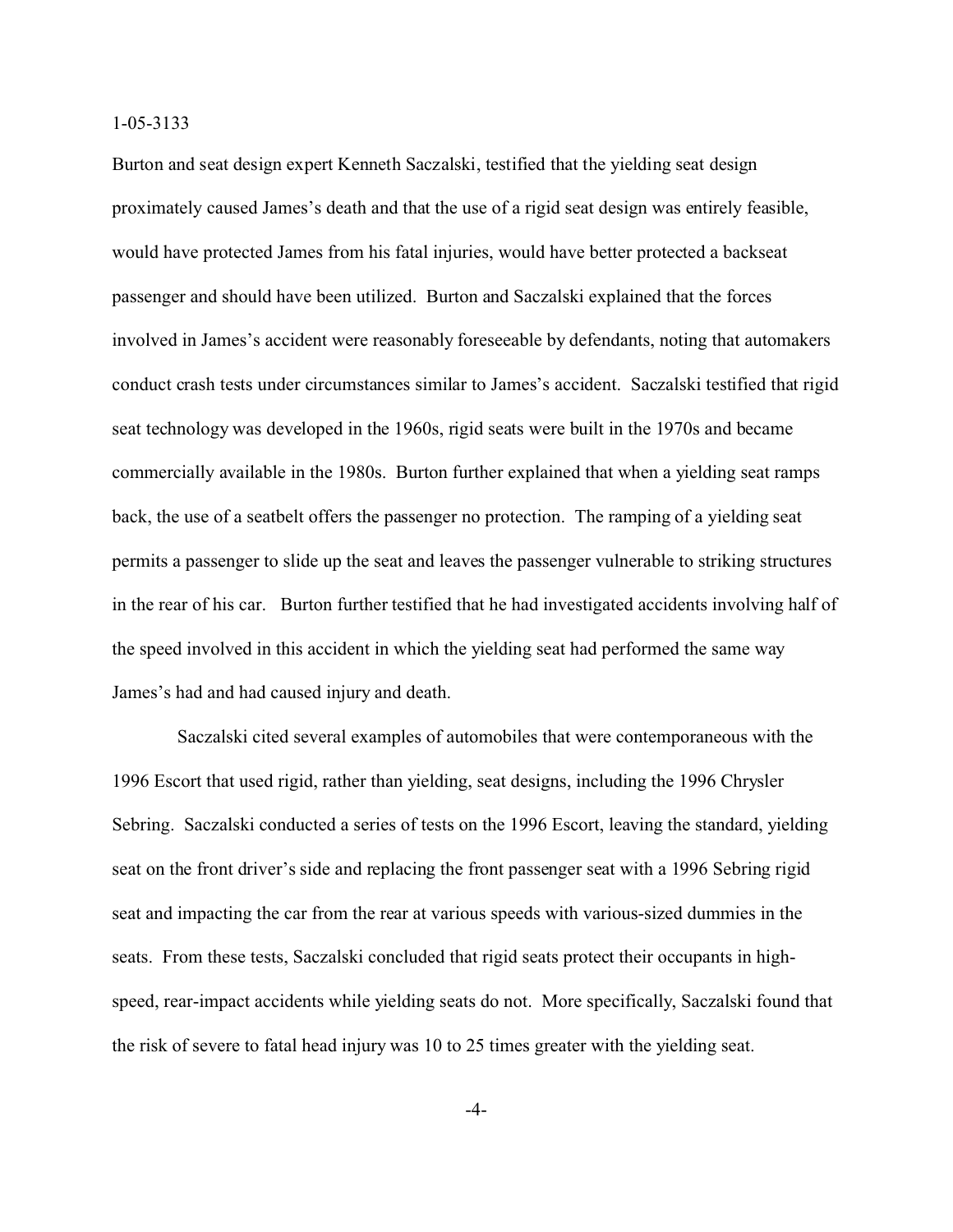Burton and seat design expert Kenneth Saczalski, testified that the yielding seat design proximately caused James's death and that the use of a rigid seat design was entirely feasible, would have protected James from his fatal injuries, would have better protected a backseat passenger and should have been utilized. Burton and Saczalski explained that the forces involved in James's accident were reasonably foreseeable by defendants, noting that automakers conduct crash tests under circumstances similar to James's accident. Saczalski testified that rigid seat technology was developed in the 1960s, rigid seats were built in the 1970s and became commercially available in the 1980s. Burton further explained that when a yielding seat ramps back, the use of a seatbelt offers the passenger no protection. The ramping of a yielding seat permits a passenger to slide up the seat and leaves the passenger vulnerable to striking structures in the rear of his car. Burton further testified that he had investigated accidents involving half of the speed involved in this accident in which the yielding seat had performed the same way James's had and had caused injury and death.

Saczalski cited several examples of automobiles that were contemporaneous with the 1996 Escort that used rigid, rather than yielding, seat designs, including the 1996 Chrysler Sebring. Saczalski conducted a series of tests on the 1996 Escort, leaving the standard, yielding seat on the front driver's side and replacing the front passenger seat with a 1996 Sebring rigid seat and impacting the car from the rear at various speeds with various-sized dummies in the seats. From these tests, Saczalski concluded that rigid seats protect their occupants in high-speed, rear-impact accidents while yielding seats do not. More specifically, Saczalski found that the risk of severe to fatal head injury was 10 to 25 times greater with the yielding seat.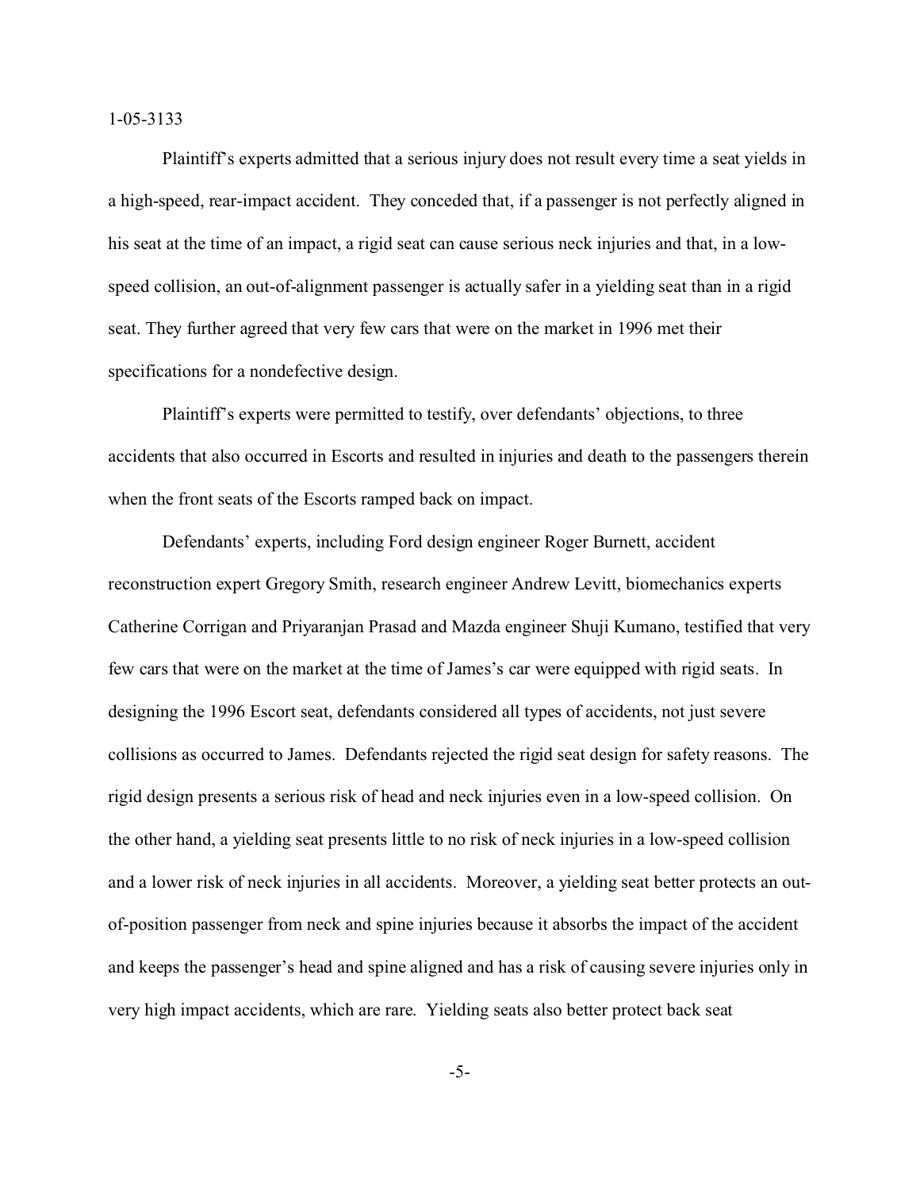Plaintiff's experts admitted that a serious injury does not result every time a seat yields in a high-speed, rear-impact accident. They conceded that, if a passenger is not perfectly aligned in his seat at the time of an impact, a rigid seat can cause serious neck injuries and that, in a low-speed collision, an out-of-alignment passenger is actually safer in a yielding seat than in a rigid seat. They further agreed that very few cars that were on the market in 1996 met their specifications for a nondefective design.

Plaintiff's experts were permitted to testify, over defendants' objections, to three accidents that also occurred in Escorts and resulted in injuries and death to the passengers therein when the front seats of the Escorts ramped back on impact.

Defendants' experts, including Ford design engineer Roger Burnett, accident reconstruction expert Gregory Smith, research engineer Andrew Levitt, biomechanics experts Catherine Corrigan and Priyaranjan Prasad and Mazda engineer Shuji Kumano, testified that very few cars that were on the market at the time of James's car were equipped with rigid seats. In designing the 1996 Escort seat, defendants considered all types of accidents, not just severe collisions as occurred to James. Defendants rejected the rigid seat design for safety reasons. The rigid design presents a serious risk of head and neck injuries even in a low-speed collision. On the other hand, a yielding seat presents little to no risk of neck injuries in a low-speed collision and a lower risk of neck injuries in all accidents. Moreover, a yielding seat better protects an out-of-position passenger from neck and spine injuries because it absorbs the impact of the accident and keeps the passenger's head and spine aligned and has a risk of causing severe injuries only in very high impact accidents, which are rare. Yielding seats also better protect back seat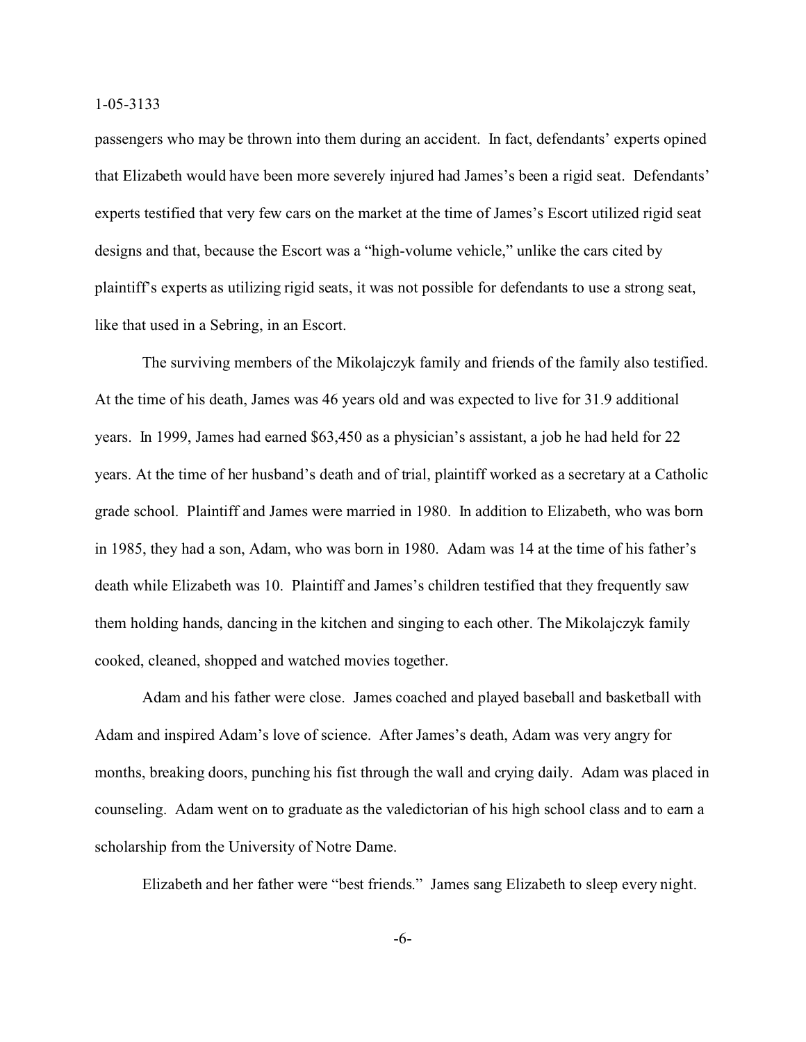passengers who may be thrown into them during an accident. In fact, defendants' experts opined that Elizabeth would have been more severely injured had James's been a rigid seat. Defendants' experts testified that very few cars on the market at the time of James's Escort utilized rigid seat designs and that, because the Escort was a "high-volume vehicle," unlike the cars cited by plaintiff's experts as utilizing rigid seats, it was not possible for defendants to use a strong seat, like that used in a Sebring, in an Escort.

The surviving members of the Mikolajczyk family and friends of the family also testified. At the time of his death, James was 46 years old and was expected to live for 31.9 additional years. In 1999, James had earned $63,450 as a physician's assistant, a job he had held for 22 years. At the time of her husband's death and of trial, plaintiff worked as a secretary at a Catholic grade school. Plaintiff and James were married in 1980. In addition to Elizabeth, who was born in 1985, they had a son, Adam, who was born in 1980. Adam was 14 at the time of his father's death while Elizabeth was 10. Plaintiff and James's children testified that they frequently saw them holding hands, dancing in the kitchen and singing to each other. The Mikolajczyk family cooked, cleaned, shopped and watched movies together.

Adam and his father were close. James coached and played baseball and basketball with Adam and inspired Adam's love of science. After James's death, Adam was very angry for months, breaking doors, punching his fist through the wall and crying daily. Adam was placed in counseling. Adam went on to graduate as the valedictorian of his high school class and to earn a scholarship from the University of Notre Dame.

Elizabeth and her father were "best friends." James sang Elizabeth to sleep every night.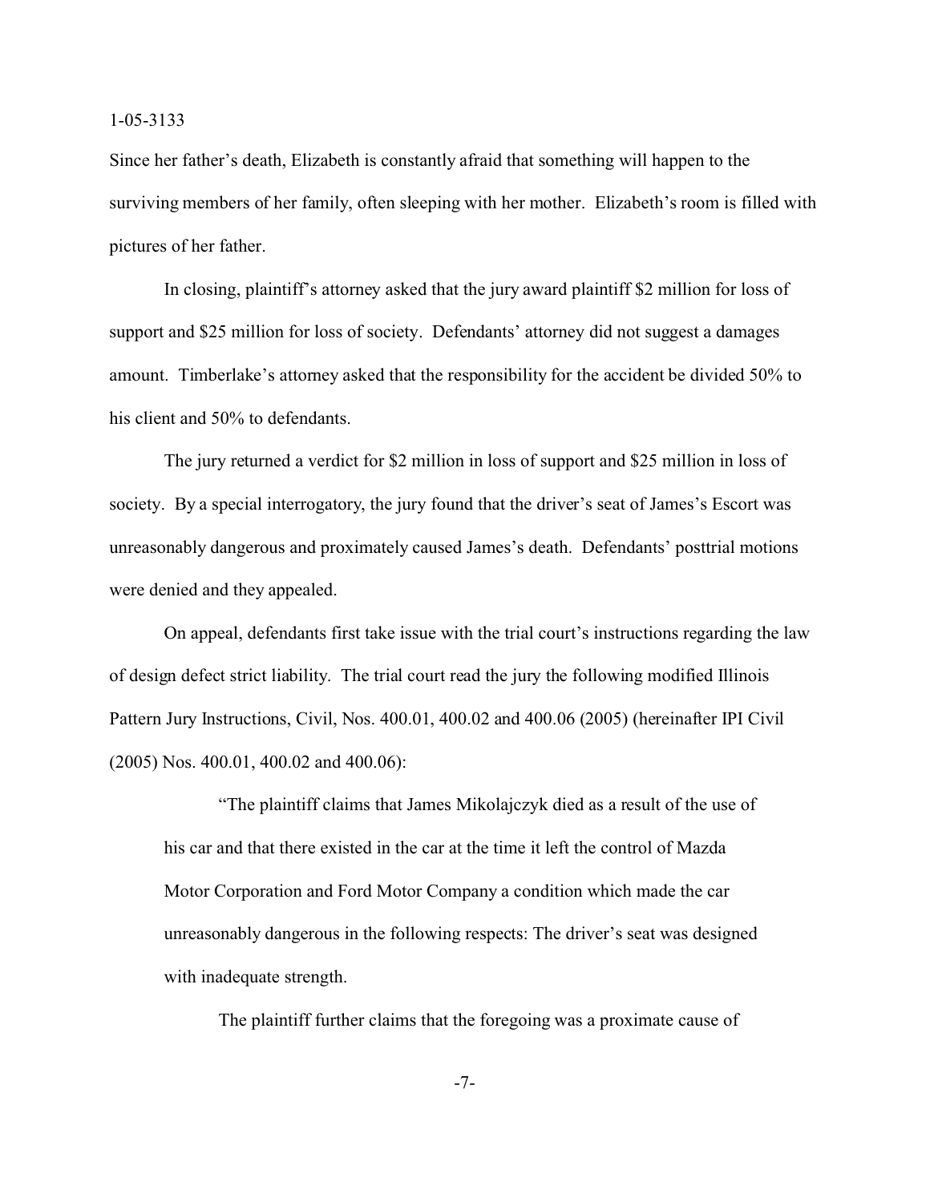Since her father's death, Elizabeth is constantly afraid that something will happen to the surviving members of her family, often sleeping with her mother. Elizabeth's room is filled with pictures of her father.

In closing, plaintiff's attorney asked that the jury award plaintiff $2 million for loss of support and $25 million for loss of society. Defendants' attorney did not suggest a damages amount. Timberlake's attorney asked that the responsibility for the accident be divided 50% to his client and 50% to defendants.

The jury returned a verdict for $2 million in loss of support and $25 million in loss of society. By a special interrogatory, the jury found that the driver's seat of James's Escort was unreasonably dangerous and proximately caused James's death. Defendants' posttrial motions were denied and they appealed.

On appeal, defendants first take issue with the trial court's instructions regarding the law of design defect strict liability. The trial court read the jury the following modified Illinois Pattern Jury Instructions, Civil, Nos. 400.01, 400.02 and 400.06 (2005) (hereinafter IPI Civil (2005) Nos. 400.01, 400.02 and 400.06):

> "The plaintiff claims that James Mikolajczyk died as a result of the use of his car and that there existed in the car at the time it left the control of Mazda Motor Corporation and Ford Motor Company a condition which made the car unreasonably dangerous in the following respects: The driver's seat was designed with inadequate strength.
>
> The plaintiff further claims that the foregoing was a proximate cause of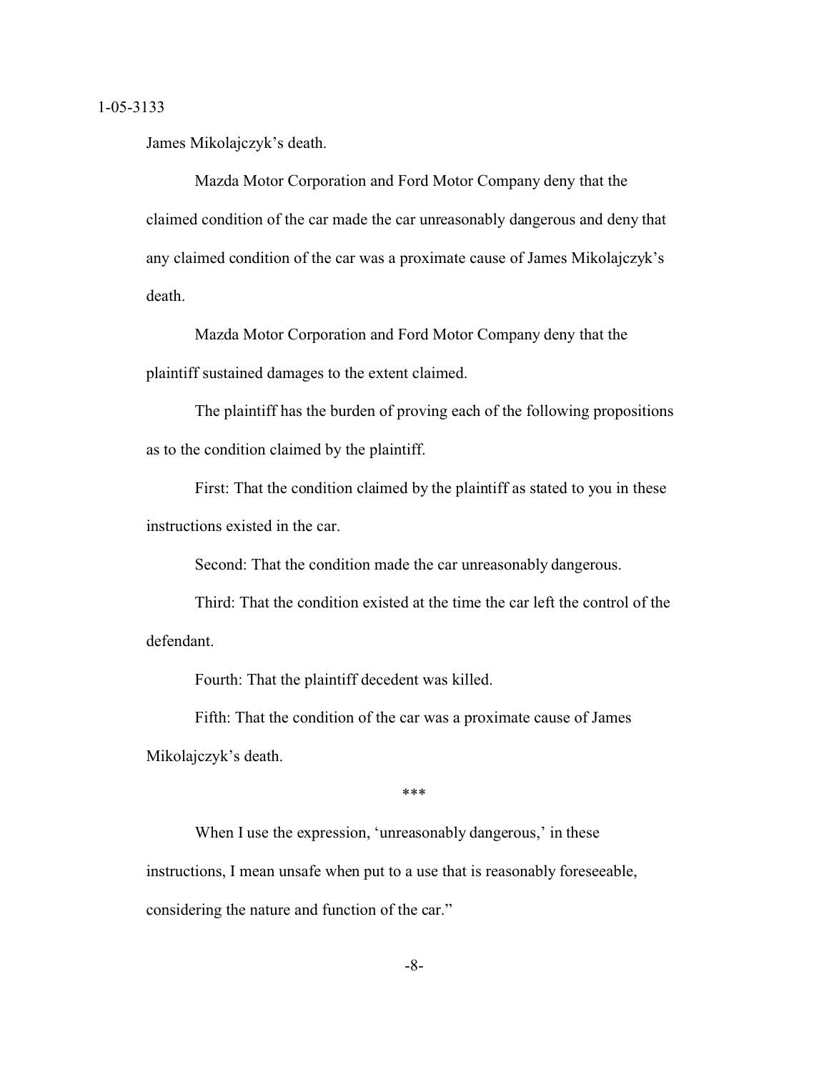James Mikolajczyk's death.

Mazda Motor Corporation and Ford Motor Company deny that the claimed condition of the car made the car unreasonably dangerous and deny that any claimed condition of the car was a proximate cause of James Mikolajczyk's death.

Mazda Motor Corporation and Ford Motor Company deny that the plaintiff sustained damages to the extent claimed.

The plaintiff has the burden of proving each of the following propositions as to the condition claimed by the plaintiff.

First: That the condition claimed by the plaintiff as stated to you in these instructions existed in the car.

Second: That the condition made the car unreasonably dangerous.

Third: That the condition existed at the time the car left the control of the defendant.

Fourth: That the plaintiff decedent was killed.

Fifth: That the condition of the car was a proximate cause of James Mikolajczyk's death.

***

When I use the expression, 'unreasonably dangerous,' in these instructions, I mean unsafe when put to a use that is reasonably foreseeable, considering the nature and function of the car."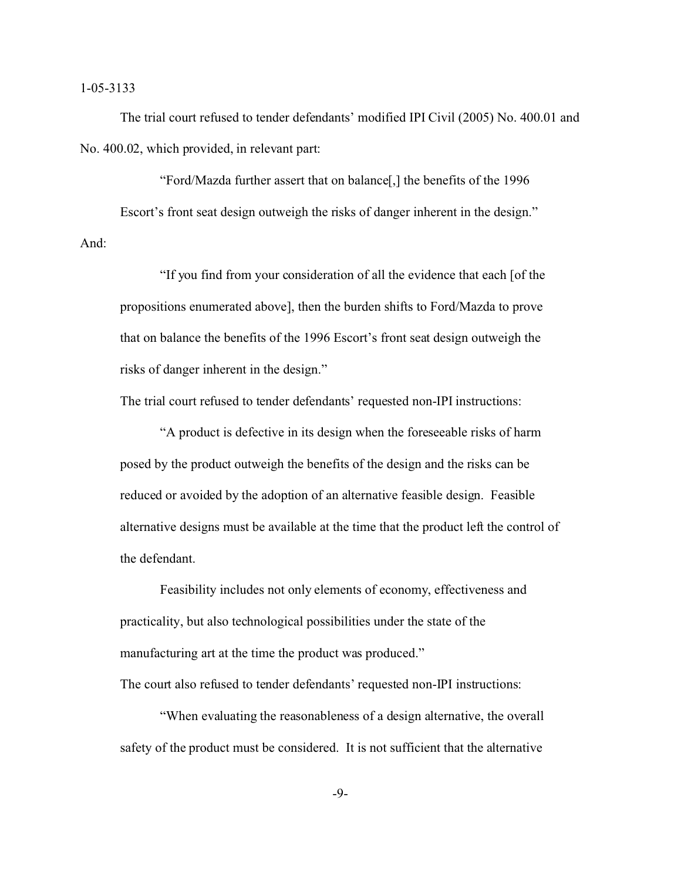The trial court refused to tender defendants' modified IPI Civil (2005) No. 400.01 and No. 400.02, which provided, in relevant part:

> "Ford/Mazda further assert that on balance[,] the benefits of the 1996 Escort's front seat design outweigh the risks of danger inherent in the design."

And:

> "If you find from your consideration of all the evidence that each [of the propositions enumerated above], then the burden shifts to Ford/Mazda to prove that on balance the benefits of the 1996 Escort's front seat design outweigh the risks of danger inherent in the design."

The trial court refused to tender defendants' requested non-IPI instructions:

> "A product is defective in its design when the foreseeable risks of harm posed by the product outweigh the benefits of the design and the risks can be reduced or avoided by the adoption of an alternative feasible design. Feasible alternative designs must be available at the time that the product left the control of the defendant.
>
> Feasibility includes not only elements of economy, effectiveness and practicality, but also technological possibilities under the state of the manufacturing art at the time the product was produced."

The court also refused to tender defendants' requested non-IPI instructions:

> "When evaluating the reasonableness of a design alternative, the overall safety of the product must be considered. It is not sufficient that the alternative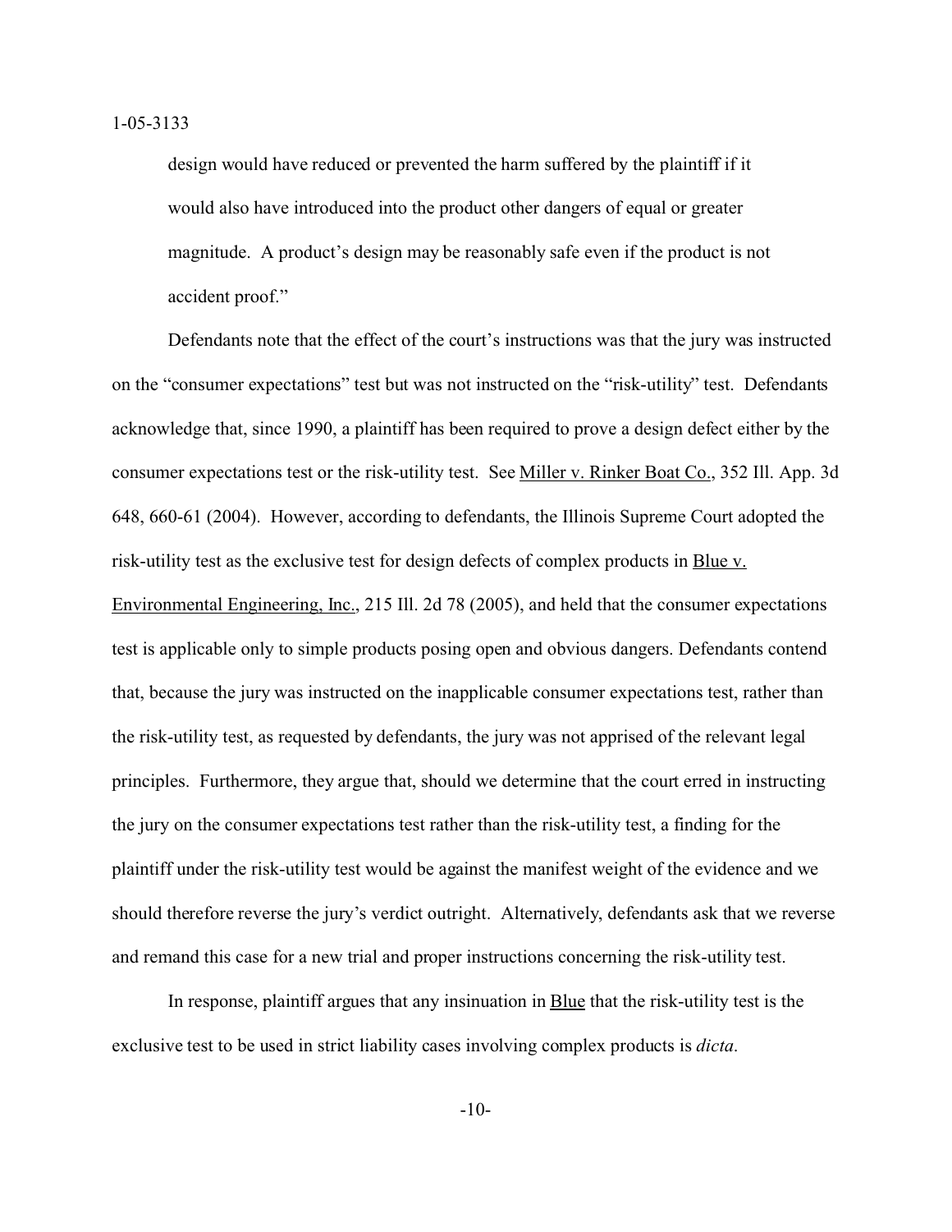> design would have reduced or prevented the harm suffered by the plaintiff if it would also have introduced into the product other dangers of equal or greater magnitude. A product's design may be reasonably safe even if the product is not accident proof."

Defendants note that the effect of the court's instructions was that the jury was instructed on the "consumer expectations" test but was not instructed on the "risk-utility" test. Defendants acknowledge that, since 1990, a plaintiff has been required to prove a design defect either by the consumer expectations test or the risk-utility test. See Miller v. Rinker Boat Co., 352 Ill. App. 3d 648, 660-61 (2004). However, according to defendants, the Illinois Supreme Court adopted the risk-utility test as the exclusive test for design defects of complex products in Blue v. Environmental Engineering, Inc., 215 Ill. 2d 78 (2005), and held that the consumer expectations test is applicable only to simple products posing open and obvious dangers. Defendants contend that, because the jury was instructed on the inapplicable consumer expectations test, rather than the risk-utility test, as requested by defendants, the jury was not apprised of the relevant legal principles. Furthermore, they argue that, should we determine that the court erred in instructing the jury on the consumer expectations test rather than the risk-utility test, a finding for the plaintiff under the risk-utility test would be against the manifest weight of the evidence and we should therefore reverse the jury's verdict outright. Alternatively, defendants ask that we reverse and remand this case for a new trial and proper instructions concerning the risk-utility test.

In response, plaintiff argues that any insinuation in Blue that the risk-utility test is the exclusive test to be used in strict liability cases involving complex products is *dicta*.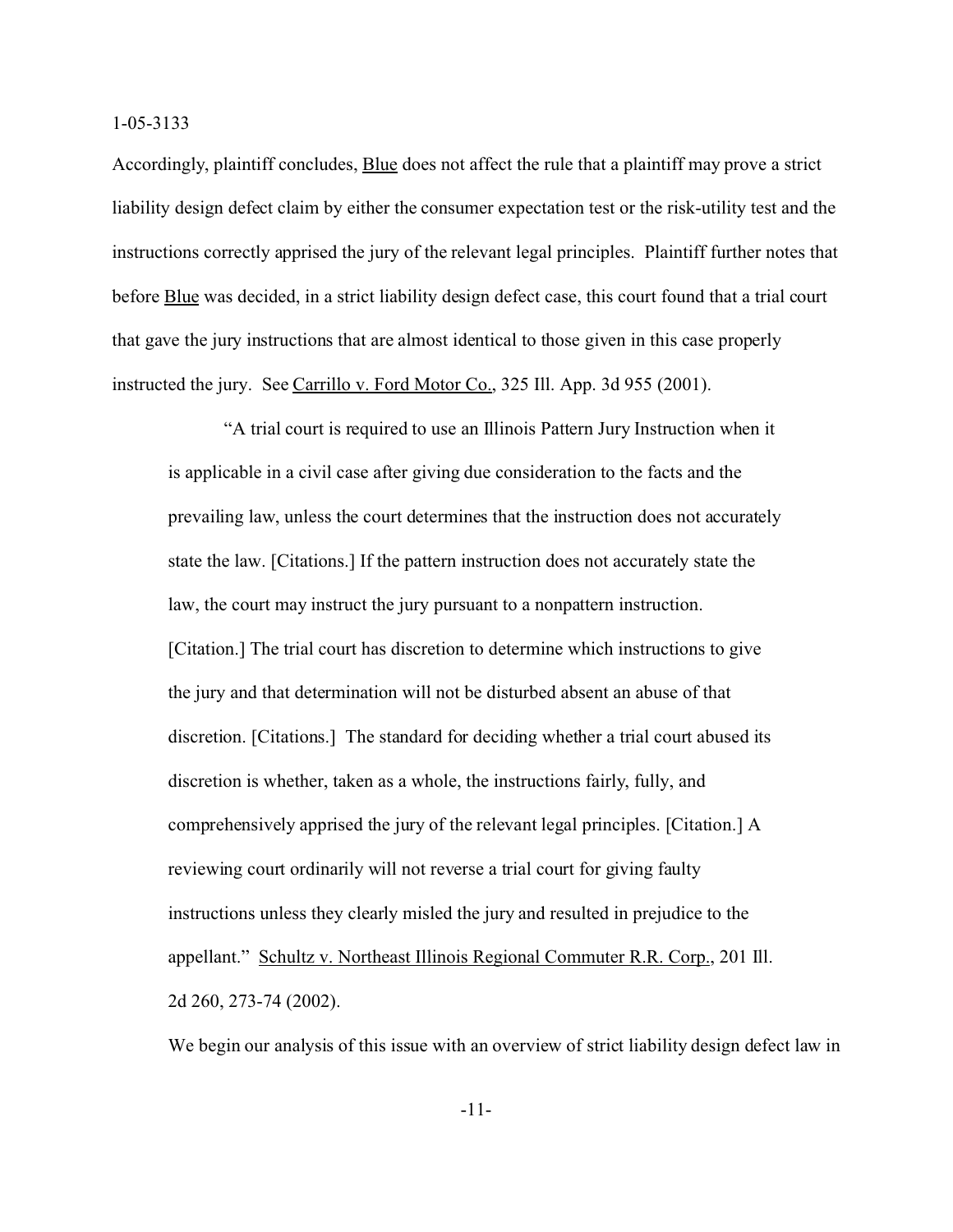Accordingly, plaintiff concludes, Blue does not affect the rule that a plaintiff may prove a strict liability design defect claim by either the consumer expectation test or the risk-utility test and the instructions correctly apprised the jury of the relevant legal principles. Plaintiff further notes that before Blue was decided, in a strict liability design defect case, this court found that a trial court that gave the jury instructions that are almost identical to those given in this case properly instructed the jury. See Carrillo v. Ford Motor Co., 325 Ill. App. 3d 955 (2001).

> "A trial court is required to use an Illinois Pattern Jury Instruction when it is applicable in a civil case after giving due consideration to the facts and the prevailing law, unless the court determines that the instruction does not accurately state the law. [Citations.] If the pattern instruction does not accurately state the law, the court may instruct the jury pursuant to a nonpattern instruction. [Citation.] The trial court has discretion to determine which instructions to give the jury and that determination will not be disturbed absent an abuse of that discretion. [Citations.] The standard for deciding whether a trial court abused its discretion is whether, taken as a whole, the instructions fairly, fully, and comprehensively apprised the jury of the relevant legal principles. [Citation.] A reviewing court ordinarily will not reverse a trial court for giving faulty instructions unless they clearly misled the jury and resulted in prejudice to the appellant." Schultz v. Northeast Illinois Regional Commuter R.R. Corp., 201 Ill. 2d 260, 273-74 (2002).

We begin our analysis of this issue with an overview of strict liability design defect law in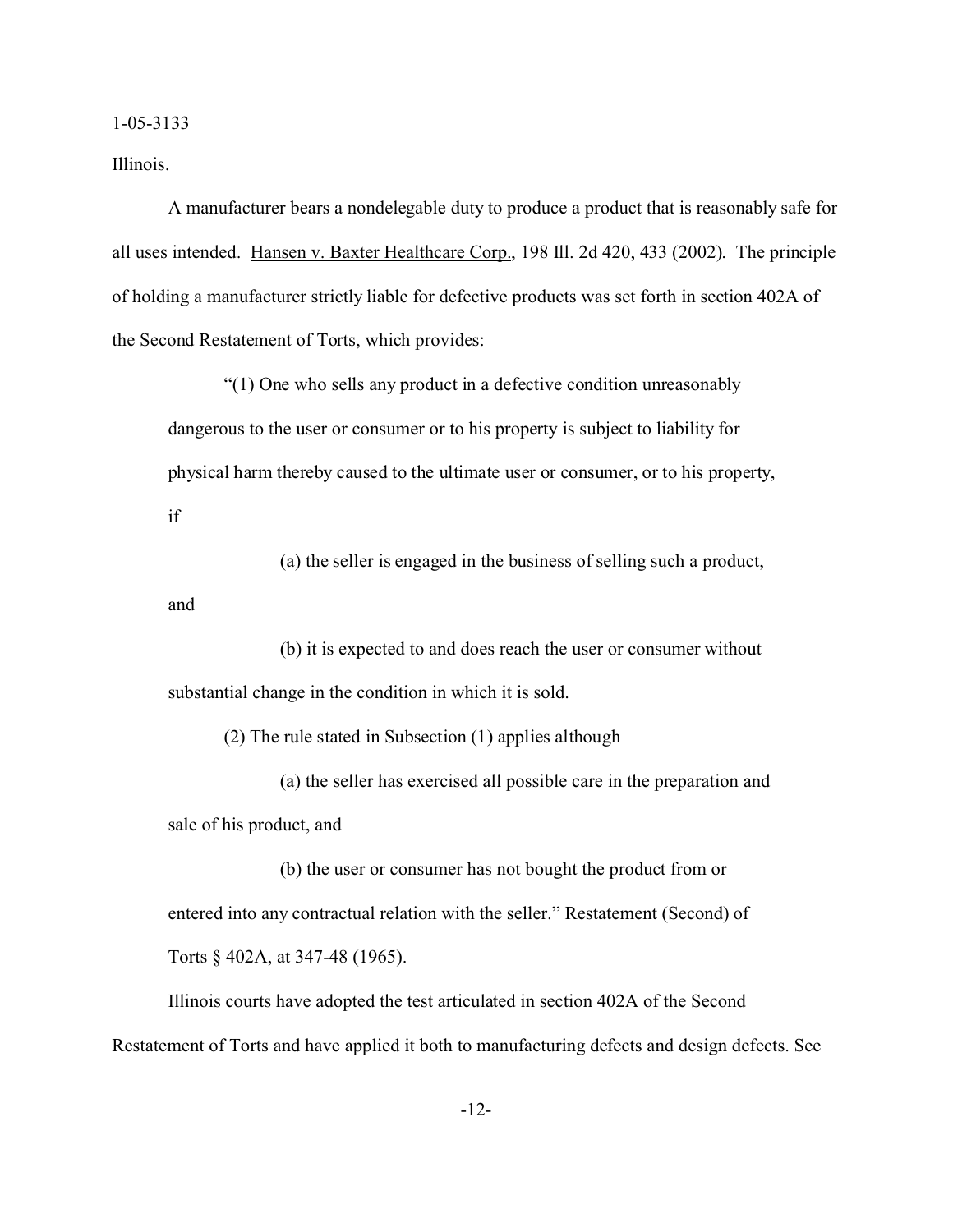Illinois.

A manufacturer bears a nondelegable duty to produce a product that is reasonably safe for all uses intended. Hansen v. Baxter Healthcare Corp., 198 Ill. 2d 420, 433 (2002). The principle of holding a manufacturer strictly liable for defective products was set forth in section 402A of the Second Restatement of Torts, which provides:

> "(1) One who sells any product in a defective condition unreasonably dangerous to the user or consumer or to his property is subject to liability for physical harm thereby caused to the ultimate user or consumer, or to his property, if
>
> (a) the seller is engaged in the business of selling such a product, and
>
> (b) it is expected to and does reach the user or consumer without substantial change in the condition in which it is sold.
>
> (2) The rule stated in Subsection (1) applies although
>
> (a) the seller has exercised all possible care in the preparation and sale of his product, and
>
> (b) the user or consumer has not bought the product from or entered into any contractual relation with the seller." Restatement (Second) of Torts § 402A, at 347-48 (1965).

Illinois courts have adopted the test articulated in section 402A of the Second Restatement of Torts and have applied it both to manufacturing defects and design defects. See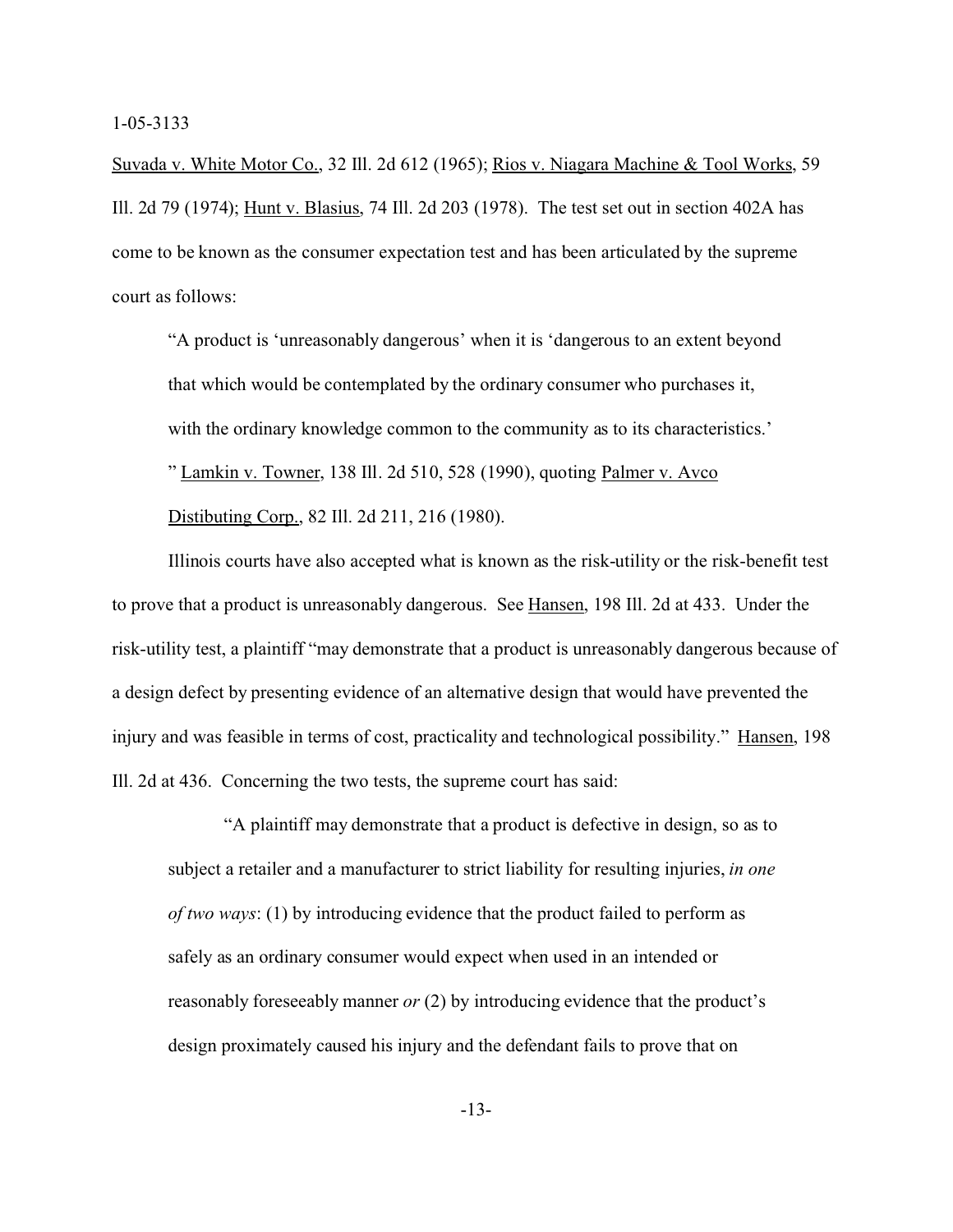Suvada v. White Motor Co., 32 Ill. 2d 612 (1965); Rios v. Niagara Machine & Tool Works, 59 Ill. 2d 79 (1974); Hunt v. Blasius, 74 Ill. 2d 203 (1978). The test set out in section 402A has come to be known as the consumer expectation test and has been articulated by the supreme court as follows:

> "A product is 'unreasonably dangerous' when it is 'dangerous to an extent beyond that which would be contemplated by the ordinary consumer who purchases it, with the ordinary knowledge common to the community as to its characteristics.' " Lamkin v. Towner, 138 Ill. 2d 510, 528 (1990), quoting Palmer v. Avco Distibuting Corp., 82 Ill. 2d 211, 216 (1980).

Illinois courts have also accepted what is known as the risk-utility or the risk-benefit test to prove that a product is unreasonably dangerous. See Hansen, 198 Ill. 2d at 433. Under the risk-utility test, a plaintiff "may demonstrate that a product is unreasonably dangerous because of a design defect by presenting evidence of an alternative design that would have prevented the injury and was feasible in terms of cost, practicality and technological possibility." Hansen, 198 Ill. 2d at 436. Concerning the two tests, the supreme court has said:

> "A plaintiff may demonstrate that a product is defective in design, so as to subject a retailer and a manufacturer to strict liability for resulting injuries, *in one of two ways*: (1) by introducing evidence that the product failed to perform as safely as an ordinary consumer would expect when used in an intended or reasonably foreseeably manner *or* (2) by introducing evidence that the product's design proximately caused his injury and the defendant fails to prove that on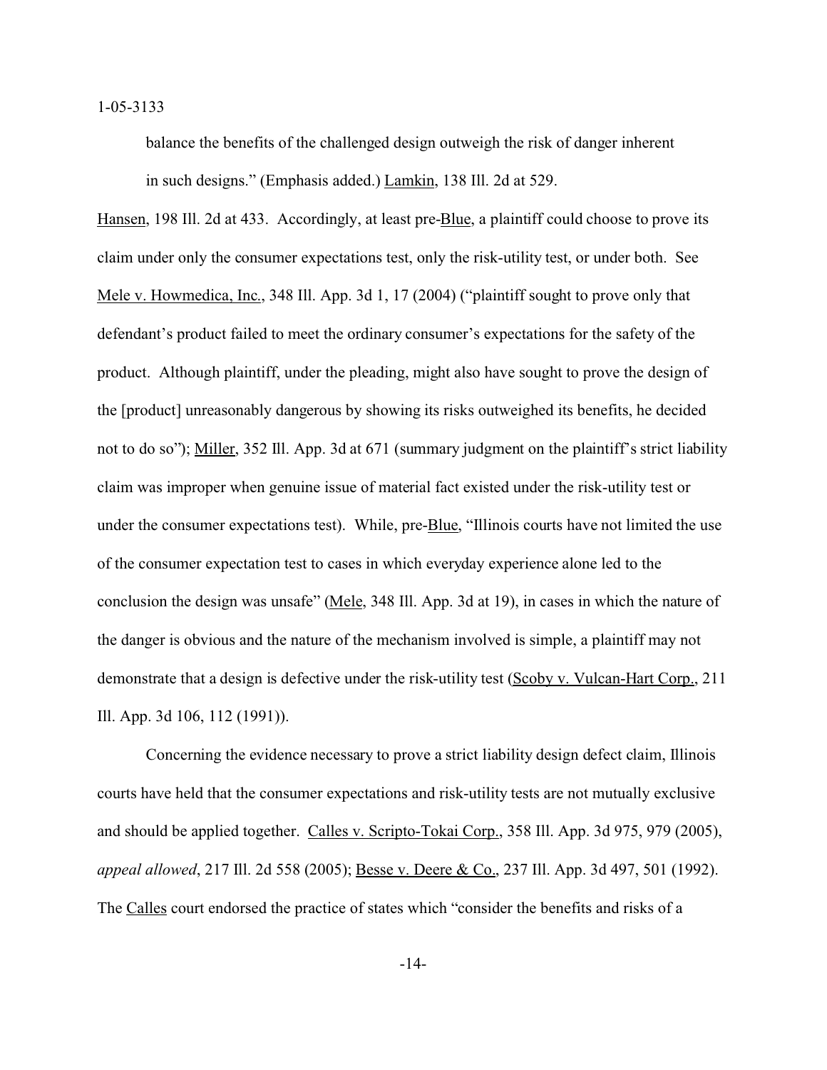balance the benefits of the challenged design outweigh the risk of danger inherent in such designs." (Emphasis added.) Lamkin, 138 Ill. 2d at 529.

Hansen, 198 Ill. 2d at 433. Accordingly, at least pre-Blue, a plaintiff could choose to prove its claim under only the consumer expectations test, only the risk-utility test, or under both. See Mele v. Howmedica, Inc., 348 Ill. App. 3d 1, 17 (2004) ("plaintiff sought to prove only that defendant's product failed to meet the ordinary consumer's expectations for the safety of the product. Although plaintiff, under the pleading, might also have sought to prove the design of the [product] unreasonably dangerous by showing its risks outweighed its benefits, he decided not to do so"); Miller, 352 Ill. App. 3d at 671 (summary judgment on the plaintiff's strict liability claim was improper when genuine issue of material fact existed under the risk-utility test or under the consumer expectations test). While, pre-Blue, "Illinois courts have not limited the use of the consumer expectation test to cases in which everyday experience alone led to the conclusion the design was unsafe" (Mele, 348 Ill. App. 3d at 19), in cases in which the nature of the danger is obvious and the nature of the mechanism involved is simple, a plaintiff may not demonstrate that a design is defective under the risk-utility test (Scoby v. Vulcan-Hart Corp., 211 Ill. App. 3d 106, 112 (1991)).

Concerning the evidence necessary to prove a strict liability design defect claim, Illinois courts have held that the consumer expectations and risk-utility tests are not mutually exclusive and should be applied together. Calles v. Scripto-Tokai Corp., 358 Ill. App. 3d 975, 979 (2005), *appeal allowed*, 217 Ill. 2d 558 (2005); Besse v. Deere & Co., 237 Ill. App. 3d 497, 501 (1992). The Calles court endorsed the practice of states which "consider the benefits and risks of a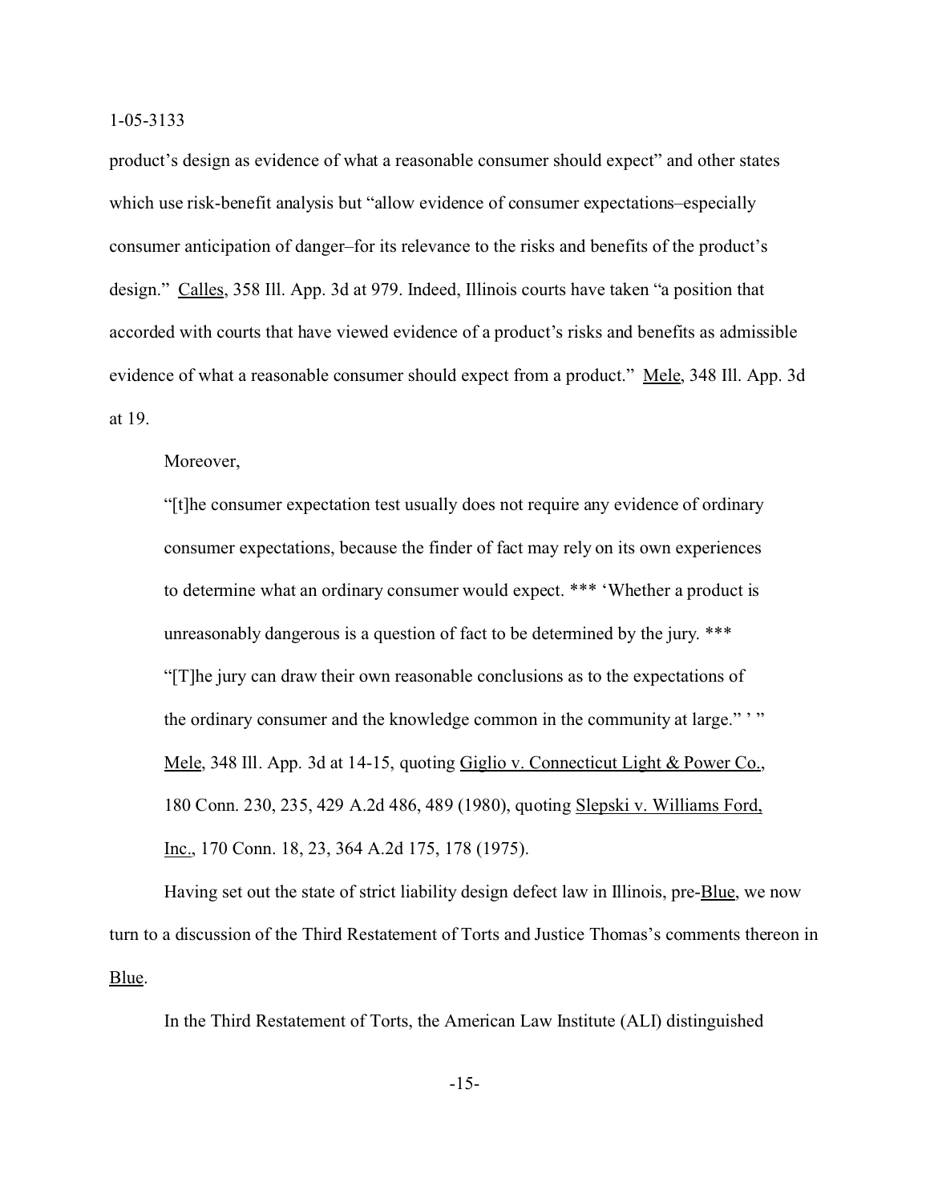product's design as evidence of what a reasonable consumer should expect" and other states which use risk-benefit analysis but "allow evidence of consumer expectations–especially consumer anticipation of danger–for its relevance to the risks and benefits of the product's design." Calles, 358 Ill. App. 3d at 979. Indeed, Illinois courts have taken "a position that accorded with courts that have viewed evidence of a product's risks and benefits as admissible evidence of what a reasonable consumer should expect from a product." Mele, 348 Ill. App. 3d at 19.

Moreover,

> "[t]he consumer expectation test usually does not require any evidence of ordinary consumer expectations, because the finder of fact may rely on its own experiences to determine what an ordinary consumer would expect. *** 'Whether a product is unreasonably dangerous is a question of fact to be determined by the jury. *** "[T]he jury can draw their own reasonable conclusions as to the expectations of the ordinary consumer and the knowledge common in the community at large." ' " Mele, 348 Ill. App. 3d at 14-15, quoting Giglio v. Connecticut Light & Power Co., 180 Conn. 230, 235, 429 A.2d 486, 489 (1980), quoting Slepski v. Williams Ford, Inc., 170 Conn. 18, 23, 364 A.2d 175, 178 (1975).

Having set out the state of strict liability design defect law in Illinois, pre-Blue, we now turn to a discussion of the Third Restatement of Torts and Justice Thomas's comments thereon in Blue.

In the Third Restatement of Torts, the American Law Institute (ALI) distinguished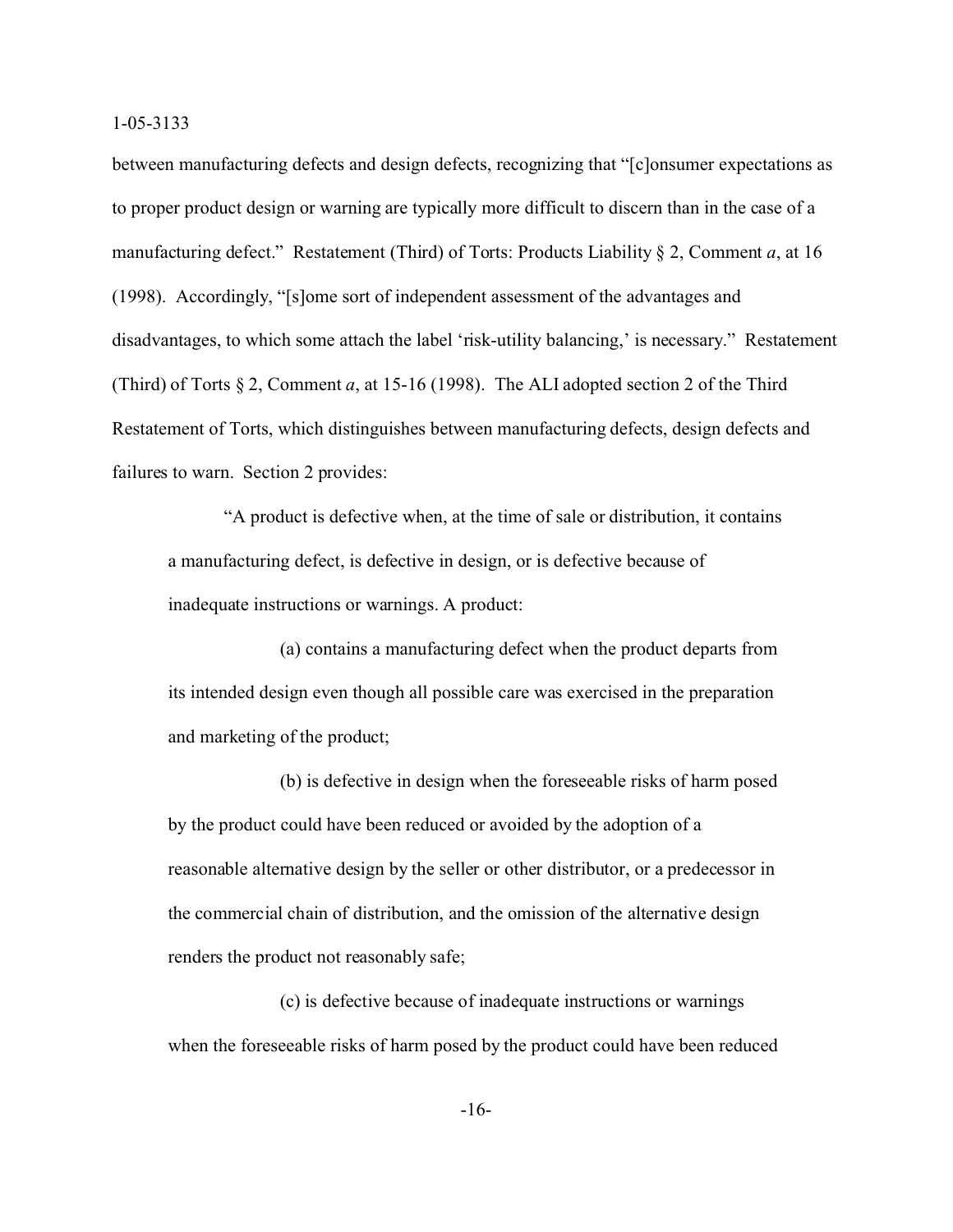between manufacturing defects and design defects, recognizing that "[c]onsumer expectations as to proper product design or warning are typically more difficult to discern than in the case of a manufacturing defect." Restatement (Third) of Torts: Products Liability § 2, Comment *a*, at 16 (1998). Accordingly, "[s]ome sort of independent assessment of the advantages and disadvantages, to which some attach the label 'risk-utility balancing,' is necessary." Restatement (Third) of Torts § 2, Comment *a*, at 15-16 (1998). The ALI adopted section 2 of the Third Restatement of Torts, which distinguishes between manufacturing defects, design defects and failures to warn. Section 2 provides:

> "A product is defective when, at the time of sale or distribution, it contains a manufacturing defect, is defective in design, or is defective because of inadequate instructions or warnings. A product:
>
> (a) contains a manufacturing defect when the product departs from its intended design even though all possible care was exercised in the preparation and marketing of the product;
>
> (b) is defective in design when the foreseeable risks of harm posed by the product could have been reduced or avoided by the adoption of a reasonable alternative design by the seller or other distributor, or a predecessor in the commercial chain of distribution, and the omission of the alternative design renders the product not reasonably safe;
>
> (c) is defective because of inadequate instructions or warnings when the foreseeable risks of harm posed by the product could have been reduced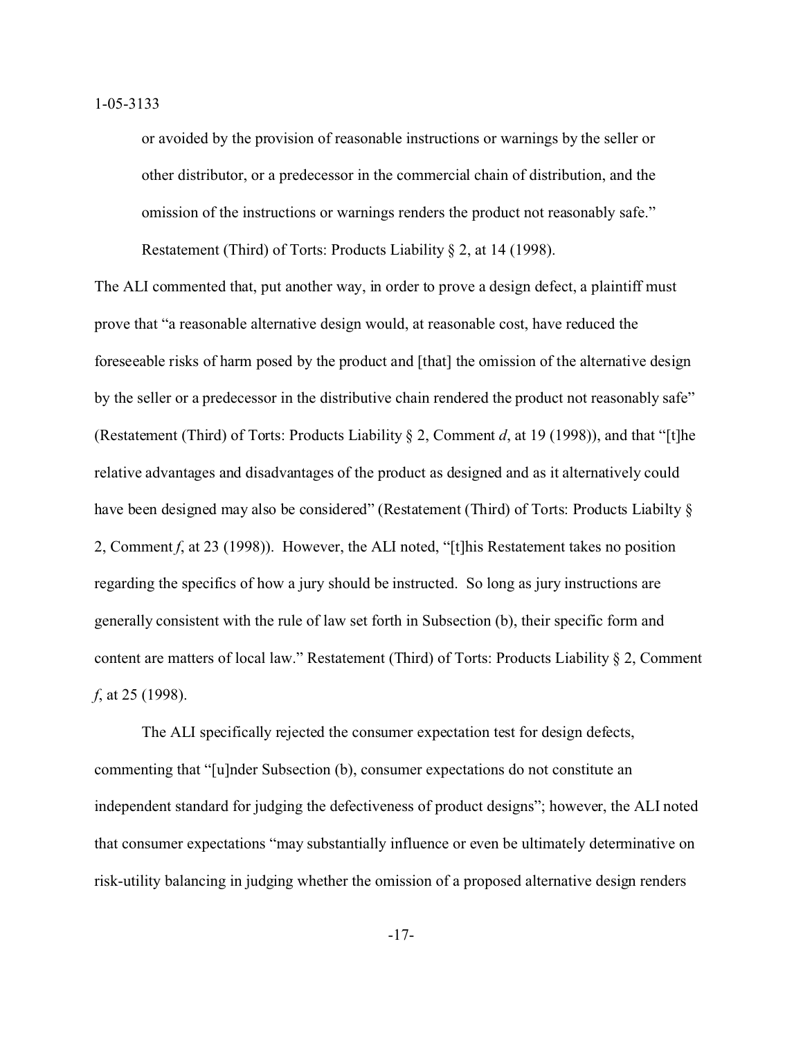or avoided by the provision of reasonable instructions or warnings by the seller or other distributor, or a predecessor in the commercial chain of distribution, and the omission of the instructions or warnings renders the product not reasonably safe." Restatement (Third) of Torts: Products Liability § 2, at 14 (1998).

The ALI commented that, put another way, in order to prove a design defect, a plaintiff must prove that "a reasonable alternative design would, at reasonable cost, have reduced the foreseeable risks of harm posed by the product and [that] the omission of the alternative design by the seller or a predecessor in the distributive chain rendered the product not reasonably safe" (Restatement (Third) of Torts: Products Liability § 2, Comment *d*, at 19 (1998)), and that "[t]he relative advantages and disadvantages of the product as designed and as it alternatively could have been designed may also be considered" (Restatement (Third) of Torts: Products Liabilty § 2, Comment *f*, at 23 (1998)). However, the ALI noted, "[t]his Restatement takes no position regarding the specifics of how a jury should be instructed. So long as jury instructions are generally consistent with the rule of law set forth in Subsection (b), their specific form and content are matters of local law." Restatement (Third) of Torts: Products Liability § 2, Comment *f*, at 25 (1998).

The ALI specifically rejected the consumer expectation test for design defects, commenting that "[u]nder Subsection (b), consumer expectations do not constitute an independent standard for judging the defectiveness of product designs"; however, the ALI noted that consumer expectations "may substantially influence or even be ultimately determinative on risk-utility balancing in judging whether the omission of a proposed alternative design renders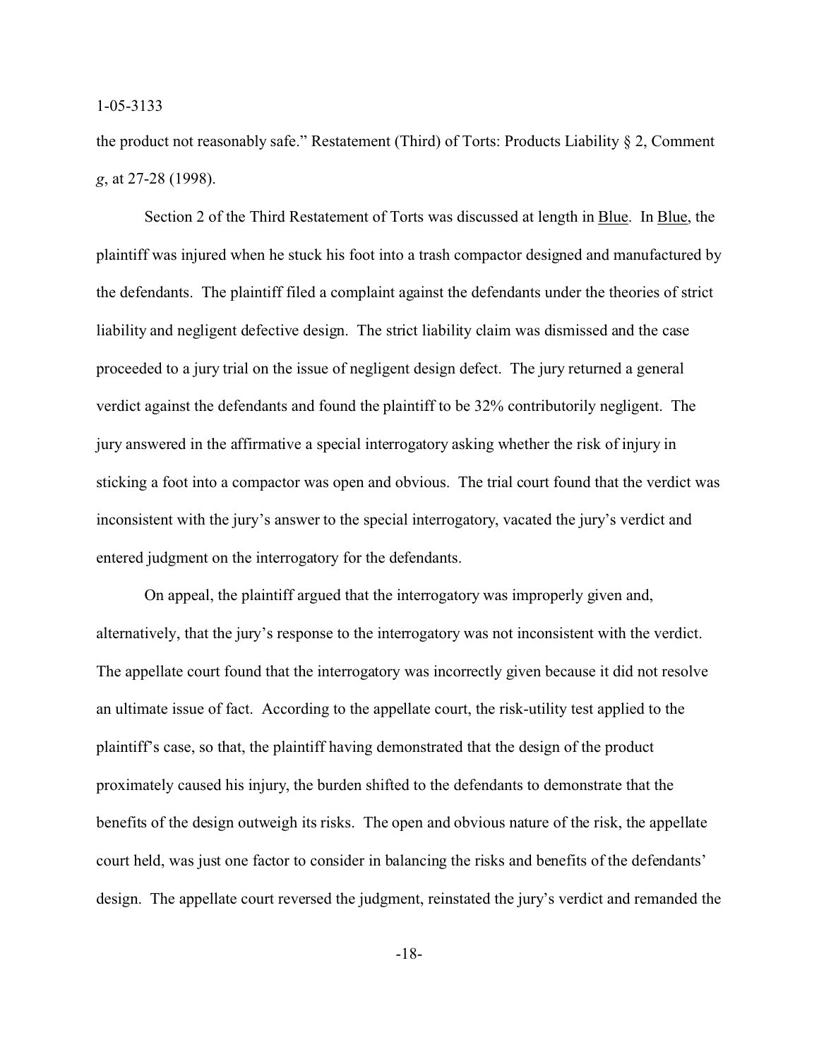the product not reasonably safe." Restatement (Third) of Torts: Products Liability § 2, Comment *g*, at 27-28 (1998).

Section 2 of the Third Restatement of Torts was discussed at length in Blue. In Blue, the plaintiff was injured when he stuck his foot into a trash compactor designed and manufactured by the defendants. The plaintiff filed a complaint against the defendants under the theories of strict liability and negligent defective design. The strict liability claim was dismissed and the case proceeded to a jury trial on the issue of negligent design defect. The jury returned a general verdict against the defendants and found the plaintiff to be 32% contributorily negligent. The jury answered in the affirmative a special interrogatory asking whether the risk of injury in sticking a foot into a compactor was open and obvious. The trial court found that the verdict was inconsistent with the jury's answer to the special interrogatory, vacated the jury's verdict and entered judgment on the interrogatory for the defendants.

On appeal, the plaintiff argued that the interrogatory was improperly given and, alternatively, that the jury's response to the interrogatory was not inconsistent with the verdict. The appellate court found that the interrogatory was incorrectly given because it did not resolve an ultimate issue of fact. According to the appellate court, the risk-utility test applied to the plaintiff's case, so that, the plaintiff having demonstrated that the design of the product proximately caused his injury, the burden shifted to the defendants to demonstrate that the benefits of the design outweigh its risks. The open and obvious nature of the risk, the appellate court held, was just one factor to consider in balancing the risks and benefits of the defendants' design. The appellate court reversed the judgment, reinstated the jury's verdict and remanded the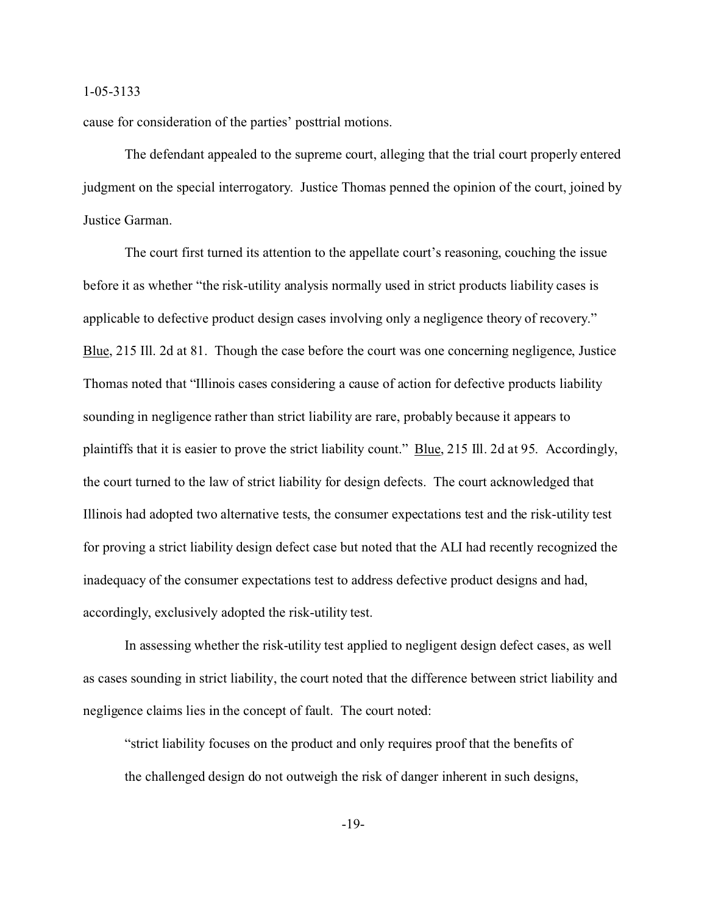cause for consideration of the parties' posttrial motions.

The defendant appealed to the supreme court, alleging that the trial court properly entered judgment on the special interrogatory. Justice Thomas penned the opinion of the court, joined by Justice Garman.

The court first turned its attention to the appellate court's reasoning, couching the issue before it as whether "the risk-utility analysis normally used in strict products liability cases is applicable to defective product design cases involving only a negligence theory of recovery." Blue, 215 Ill. 2d at 81. Though the case before the court was one concerning negligence, Justice Thomas noted that "Illinois cases considering a cause of action for defective products liability sounding in negligence rather than strict liability are rare, probably because it appears to plaintiffs that it is easier to prove the strict liability count." Blue, 215 Ill. 2d at 95. Accordingly, the court turned to the law of strict liability for design defects. The court acknowledged that Illinois had adopted two alternative tests, the consumer expectations test and the risk-utility test for proving a strict liability design defect case but noted that the ALI had recently recognized the inadequacy of the consumer expectations test to address defective product designs and had, accordingly, exclusively adopted the risk-utility test.

In assessing whether the risk-utility test applied to negligent design defect cases, as well as cases sounding in strict liability, the court noted that the difference between strict liability and negligence claims lies in the concept of fault. The court noted:

> "strict liability focuses on the product and only requires proof that the benefits of the challenged design do not outweigh the risk of danger inherent in such designs,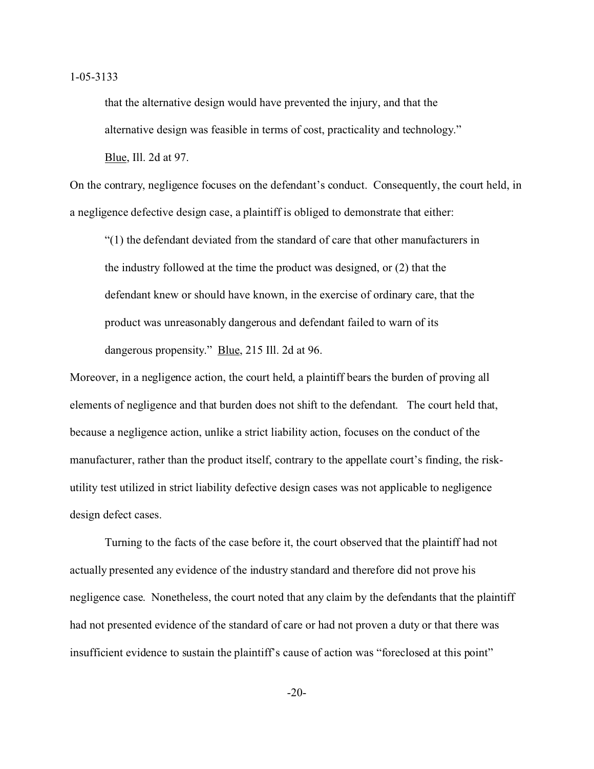that the alternative design would have prevented the injury, and that the alternative design was feasible in terms of cost, practicality and technology." Blue, Ill. 2d at 97.

On the contrary, negligence focuses on the defendant's conduct. Consequently, the court held, in a negligence defective design case, a plaintiff is obliged to demonstrate that either:

> "(1) the defendant deviated from the standard of care that other manufacturers in the industry followed at the time the product was designed, or (2) that the defendant knew or should have known, in the exercise of ordinary care, that the product was unreasonably dangerous and defendant failed to warn of its dangerous propensity." Blue, 215 Ill. 2d at 96.

Moreover, in a negligence action, the court held, a plaintiff bears the burden of proving all elements of negligence and that burden does not shift to the defendant. The court held that, because a negligence action, unlike a strict liability action, focuses on the conduct of the manufacturer, rather than the product itself, contrary to the appellate court's finding, the risk-utility test utilized in strict liability defective design cases was not applicable to negligence design defect cases.

Turning to the facts of the case before it, the court observed that the plaintiff had not actually presented any evidence of the industry standard and therefore did not prove his negligence case. Nonetheless, the court noted that any claim by the defendants that the plaintiff had not presented evidence of the standard of care or had not proven a duty or that there was insufficient evidence to sustain the plaintiff's cause of action was "foreclosed at this point"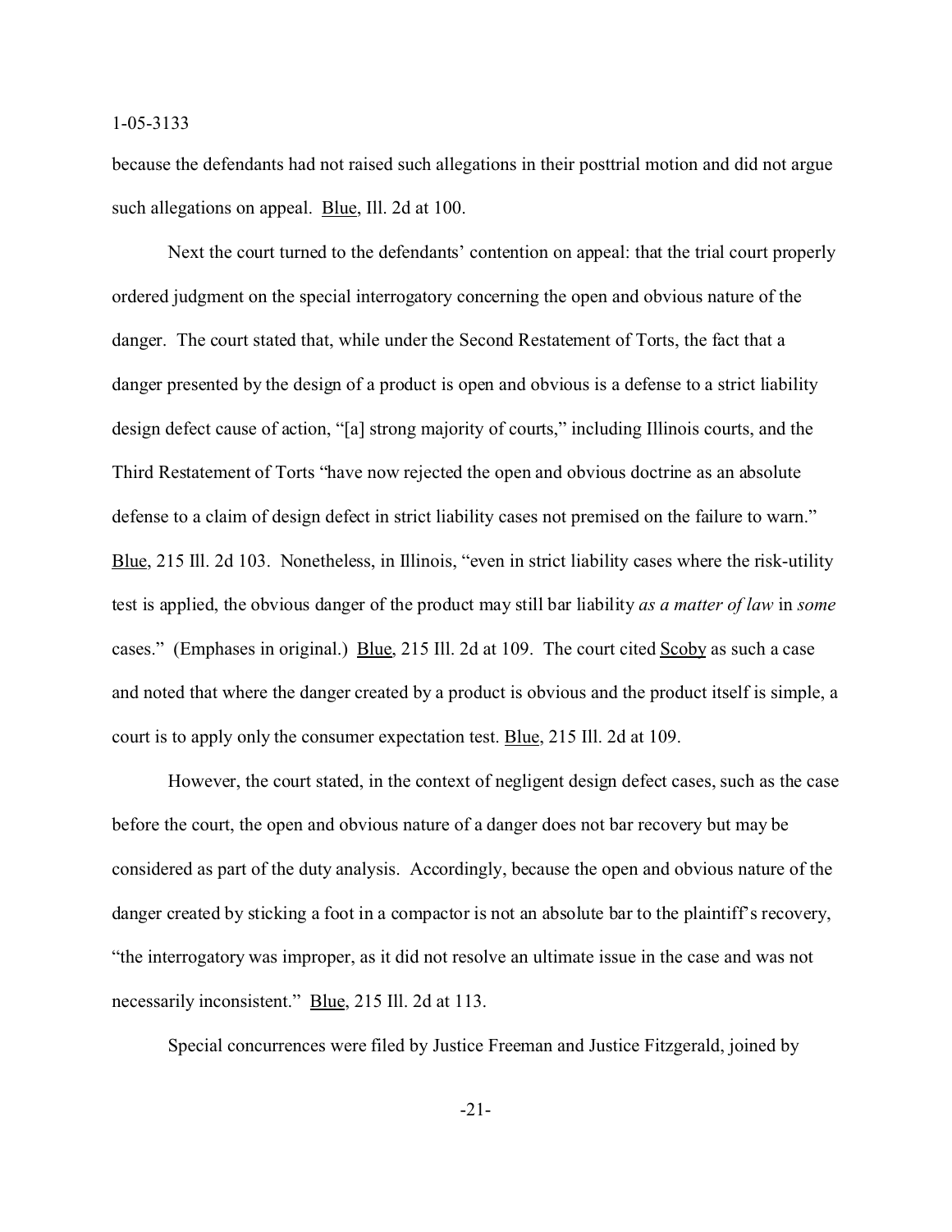because the defendants had not raised such allegations in their posttrial motion and did not argue such allegations on appeal. Blue, Ill. 2d at 100.

Next the court turned to the defendants' contention on appeal: that the trial court properly ordered judgment on the special interrogatory concerning the open and obvious nature of the danger. The court stated that, while under the Second Restatement of Torts, the fact that a danger presented by the design of a product is open and obvious is a defense to a strict liability design defect cause of action, "[a] strong majority of courts," including Illinois courts, and the Third Restatement of Torts "have now rejected the open and obvious doctrine as an absolute defense to a claim of design defect in strict liability cases not premised on the failure to warn." Blue, 215 Ill. 2d 103. Nonetheless, in Illinois, "even in strict liability cases where the risk-utility test is applied, the obvious danger of the product may still bar liability *as a matter of law* in *some* cases." (Emphases in original.) Blue, 215 Ill. 2d at 109. The court cited Scoby as such a case and noted that where the danger created by a product is obvious and the product itself is simple, a court is to apply only the consumer expectation test. Blue, 215 Ill. 2d at 109.

However, the court stated, in the context of negligent design defect cases, such as the case before the court, the open and obvious nature of a danger does not bar recovery but may be considered as part of the duty analysis. Accordingly, because the open and obvious nature of the danger created by sticking a foot in a compactor is not an absolute bar to the plaintiff's recovery, "the interrogatory was improper, as it did not resolve an ultimate issue in the case and was not necessarily inconsistent." Blue, 215 Ill. 2d at 113.

Special concurrences were filed by Justice Freeman and Justice Fitzgerald, joined by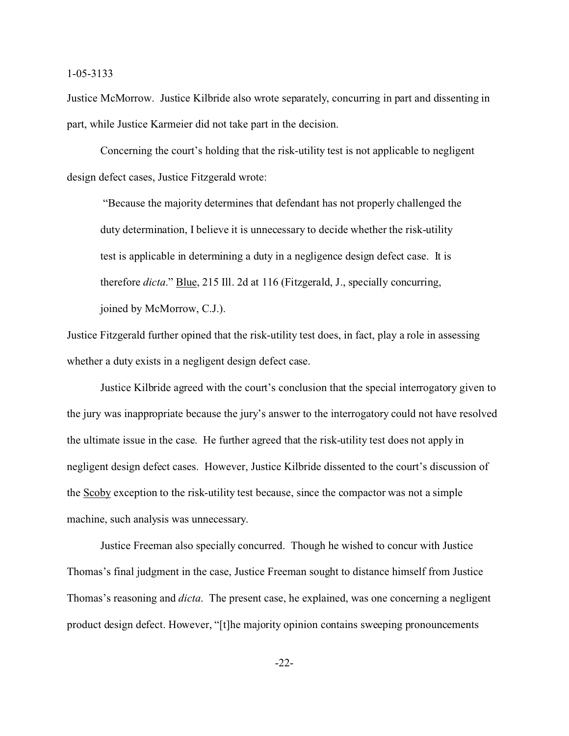Justice McMorrow. Justice Kilbride also wrote separately, concurring in part and dissenting in part, while Justice Karmeier did not take part in the decision.

Concerning the court's holding that the risk-utility test is not applicable to negligent design defect cases, Justice Fitzgerald wrote:

> "Because the majority determines that defendant has not properly challenged the duty determination, I believe it is unnecessary to decide whether the risk-utility test is applicable in determining a duty in a negligence design defect case. It is therefore *dicta*." Blue, 215 Ill. 2d at 116 (Fitzgerald, J., specially concurring, joined by McMorrow, C.J.).

Justice Fitzgerald further opined that the risk-utility test does, in fact, play a role in assessing whether a duty exists in a negligent design defect case.

Justice Kilbride agreed with the court's conclusion that the special interrogatory given to the jury was inappropriate because the jury's answer to the interrogatory could not have resolved the ultimate issue in the case. He further agreed that the risk-utility test does not apply in negligent design defect cases. However, Justice Kilbride dissented to the court's discussion of the Scoby exception to the risk-utility test because, since the compactor was not a simple machine, such analysis was unnecessary.

Justice Freeman also specially concurred. Though he wished to concur with Justice Thomas's final judgment in the case, Justice Freeman sought to distance himself from Justice Thomas's reasoning and *dicta*. The present case, he explained, was one concerning a negligent product design defect. However, "[t]he majority opinion contains sweeping pronouncements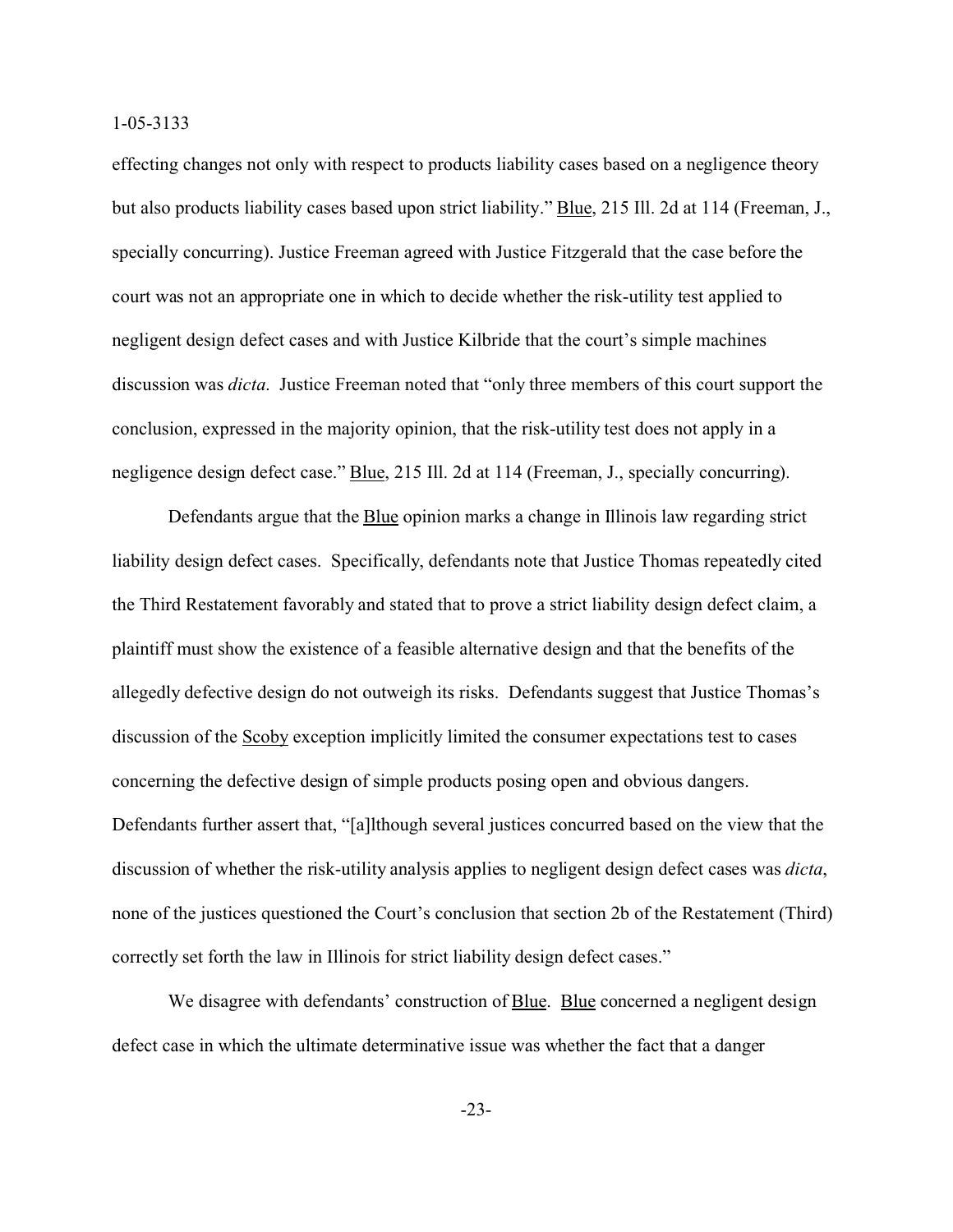effecting changes not only with respect to products liability cases based on a negligence theory but also products liability cases based upon strict liability." Blue, 215 Ill. 2d at 114 (Freeman, J., specially concurring). Justice Freeman agreed with Justice Fitzgerald that the case before the court was not an appropriate one in which to decide whether the risk-utility test applied to negligent design defect cases and with Justice Kilbride that the court's simple machines discussion was *dicta*. Justice Freeman noted that "only three members of this court support the conclusion, expressed in the majority opinion, that the risk-utility test does not apply in a negligence design defect case." Blue, 215 Ill. 2d at 114 (Freeman, J., specially concurring).

Defendants argue that the Blue opinion marks a change in Illinois law regarding strict liability design defect cases. Specifically, defendants note that Justice Thomas repeatedly cited the Third Restatement favorably and stated that to prove a strict liability design defect claim, a plaintiff must show the existence of a feasible alternative design and that the benefits of the allegedly defective design do not outweigh its risks. Defendants suggest that Justice Thomas's discussion of the Scoby exception implicitly limited the consumer expectations test to cases concerning the defective design of simple products posing open and obvious dangers. Defendants further assert that, "[a]lthough several justices concurred based on the view that the discussion of whether the risk-utility analysis applies to negligent design defect cases was *dicta*, none of the justices questioned the Court's conclusion that section 2b of the Restatement (Third) correctly set forth the law in Illinois for strict liability design defect cases."

We disagree with defendants' construction of Blue. Blue concerned a negligent design defect case in which the ultimate determinative issue was whether the fact that a danger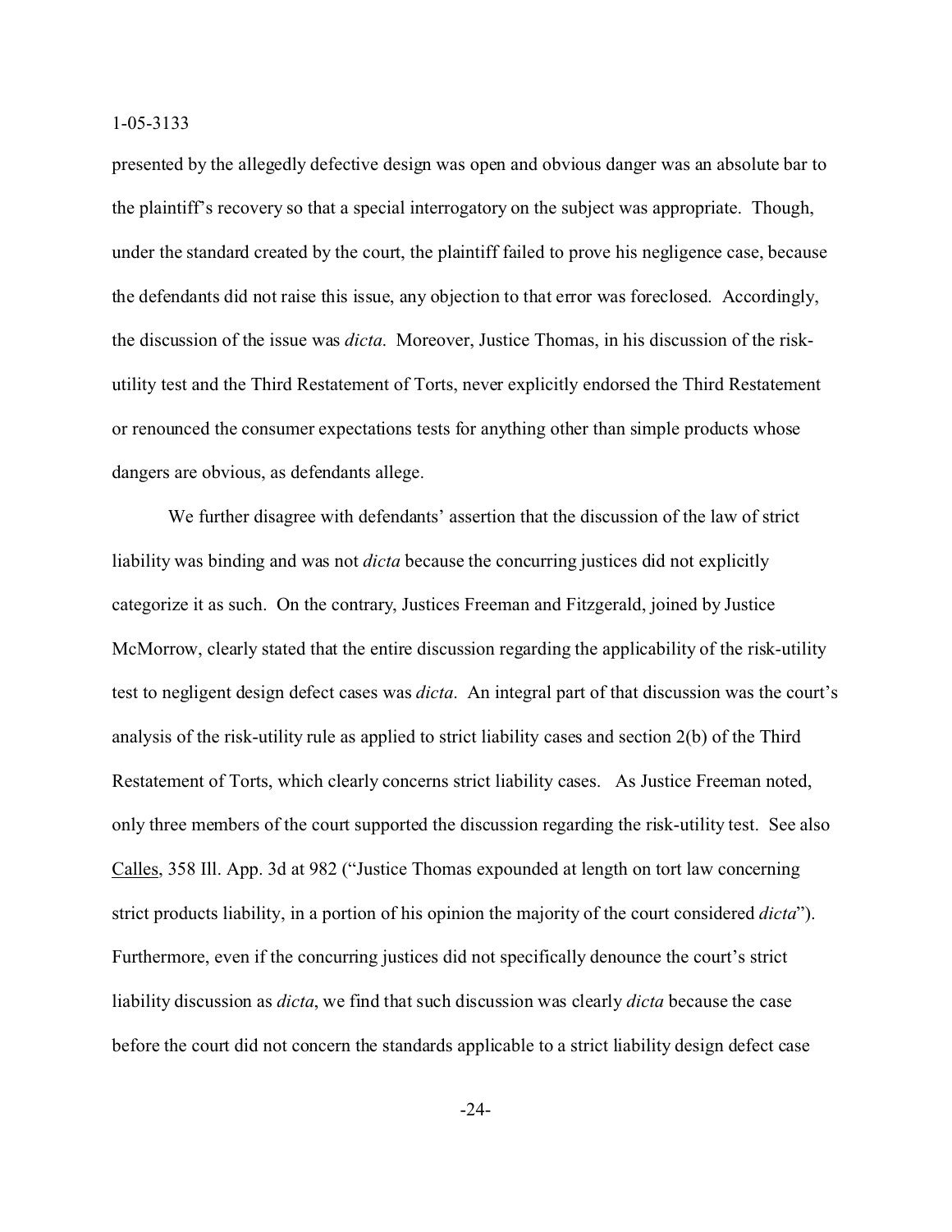presented by the allegedly defective design was open and obvious danger was an absolute bar to the plaintiff's recovery so that a special interrogatory on the subject was appropriate. Though, under the standard created by the court, the plaintiff failed to prove his negligence case, because the defendants did not raise this issue, any objection to that error was foreclosed. Accordingly, the discussion of the issue was *dicta*. Moreover, Justice Thomas, in his discussion of the risk-utility test and the Third Restatement of Torts, never explicitly endorsed the Third Restatement or renounced the consumer expectations tests for anything other than simple products whose dangers are obvious, as defendants allege.

We further disagree with defendants' assertion that the discussion of the law of strict liability was binding and was not *dicta* because the concurring justices did not explicitly categorize it as such. On the contrary, Justices Freeman and Fitzgerald, joined by Justice McMorrow, clearly stated that the entire discussion regarding the applicability of the risk-utility test to negligent design defect cases was *dicta*. An integral part of that discussion was the court's analysis of the risk-utility rule as applied to strict liability cases and section 2(b) of the Third Restatement of Torts, which clearly concerns strict liability cases. As Justice Freeman noted, only three members of the court supported the discussion regarding the risk-utility test. See also Calles, 358 Ill. App. 3d at 982 ("Justice Thomas expounded at length on tort law concerning strict products liability, in a portion of his opinion the majority of the court considered *dicta*"). Furthermore, even if the concurring justices did not specifically denounce the court's strict liability discussion as *dicta*, we find that such discussion was clearly *dicta* because the case before the court did not concern the standards applicable to a strict liability design defect case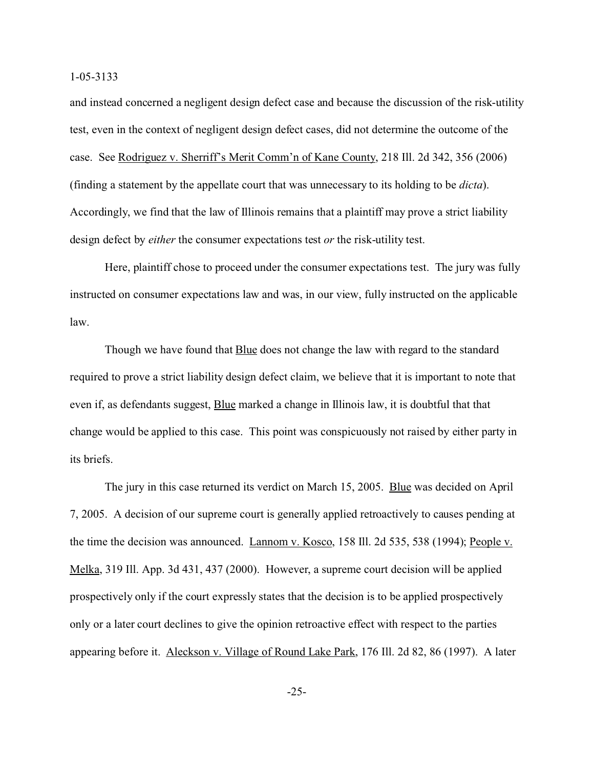and instead concerned a negligent design defect case and because the discussion of the risk-utility test, even in the context of negligent design defect cases, did not determine the outcome of the case. See Rodriguez v. Sherriff's Merit Comm'n of Kane County, 218 Ill. 2d 342, 356 (2006) (finding a statement by the appellate court that was unnecessary to its holding to be *dicta*). Accordingly, we find that the law of Illinois remains that a plaintiff may prove a strict liability design defect by *either* the consumer expectations test *or* the risk-utility test.

Here, plaintiff chose to proceed under the consumer expectations test. The jury was fully instructed on consumer expectations law and was, in our view, fully instructed on the applicable law.

Though we have found that Blue does not change the law with regard to the standard required to prove a strict liability design defect claim, we believe that it is important to note that even if, as defendants suggest, Blue marked a change in Illinois law, it is doubtful that that change would be applied to this case. This point was conspicuously not raised by either party in its briefs.

The jury in this case returned its verdict on March 15, 2005. Blue was decided on April 7, 2005. A decision of our supreme court is generally applied retroactively to causes pending at the time the decision was announced. Lannom v. Kosco, 158 Ill. 2d 535, 538 (1994); People v. Melka, 319 Ill. App. 3d 431, 437 (2000). However, a supreme court decision will be applied prospectively only if the court expressly states that the decision is to be applied prospectively only or a later court declines to give the opinion retroactive effect with respect to the parties appearing before it. Aleckson v. Village of Round Lake Park, 176 Ill. 2d 82, 86 (1997). A later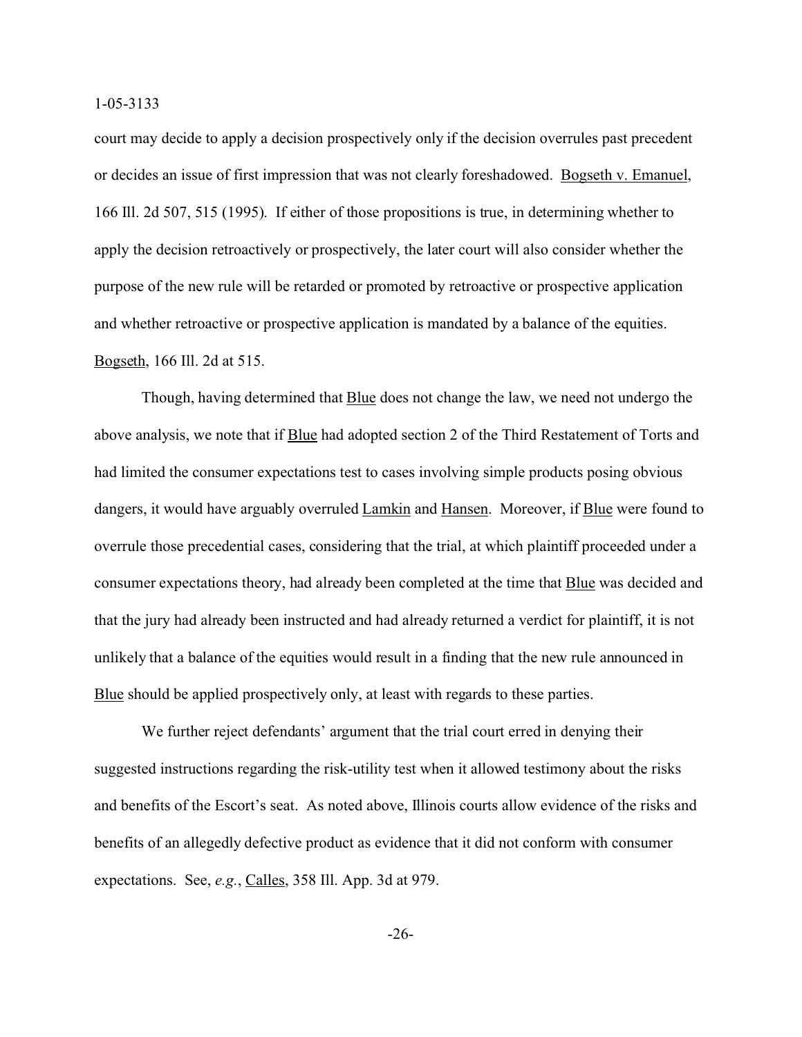court may decide to apply a decision prospectively only if the decision overrules past precedent or decides an issue of first impression that was not clearly foreshadowed. Bogseth v. Emanuel, 166 Ill. 2d 507, 515 (1995). If either of those propositions is true, in determining whether to apply the decision retroactively or prospectively, the later court will also consider whether the purpose of the new rule will be retarded or promoted by retroactive or prospective application and whether retroactive or prospective application is mandated by a balance of the equities. Bogseth, 166 Ill. 2d at 515.

Though, having determined that Blue does not change the law, we need not undergo the above analysis, we note that if Blue had adopted section 2 of the Third Restatement of Torts and had limited the consumer expectations test to cases involving simple products posing obvious dangers, it would have arguably overruled Lamkin and Hansen. Moreover, if Blue were found to overrule those precedential cases, considering that the trial, at which plaintiff proceeded under a consumer expectations theory, had already been completed at the time that Blue was decided and that the jury had already been instructed and had already returned a verdict for plaintiff, it is not unlikely that a balance of the equities would result in a finding that the new rule announced in Blue should be applied prospectively only, at least with regards to these parties.

We further reject defendants' argument that the trial court erred in denying their suggested instructions regarding the risk-utility test when it allowed testimony about the risks and benefits of the Escort's seat. As noted above, Illinois courts allow evidence of the risks and benefits of an allegedly defective product as evidence that it did not conform with consumer expectations. See, *e.g.*, Calles, 358 Ill. App. 3d at 979.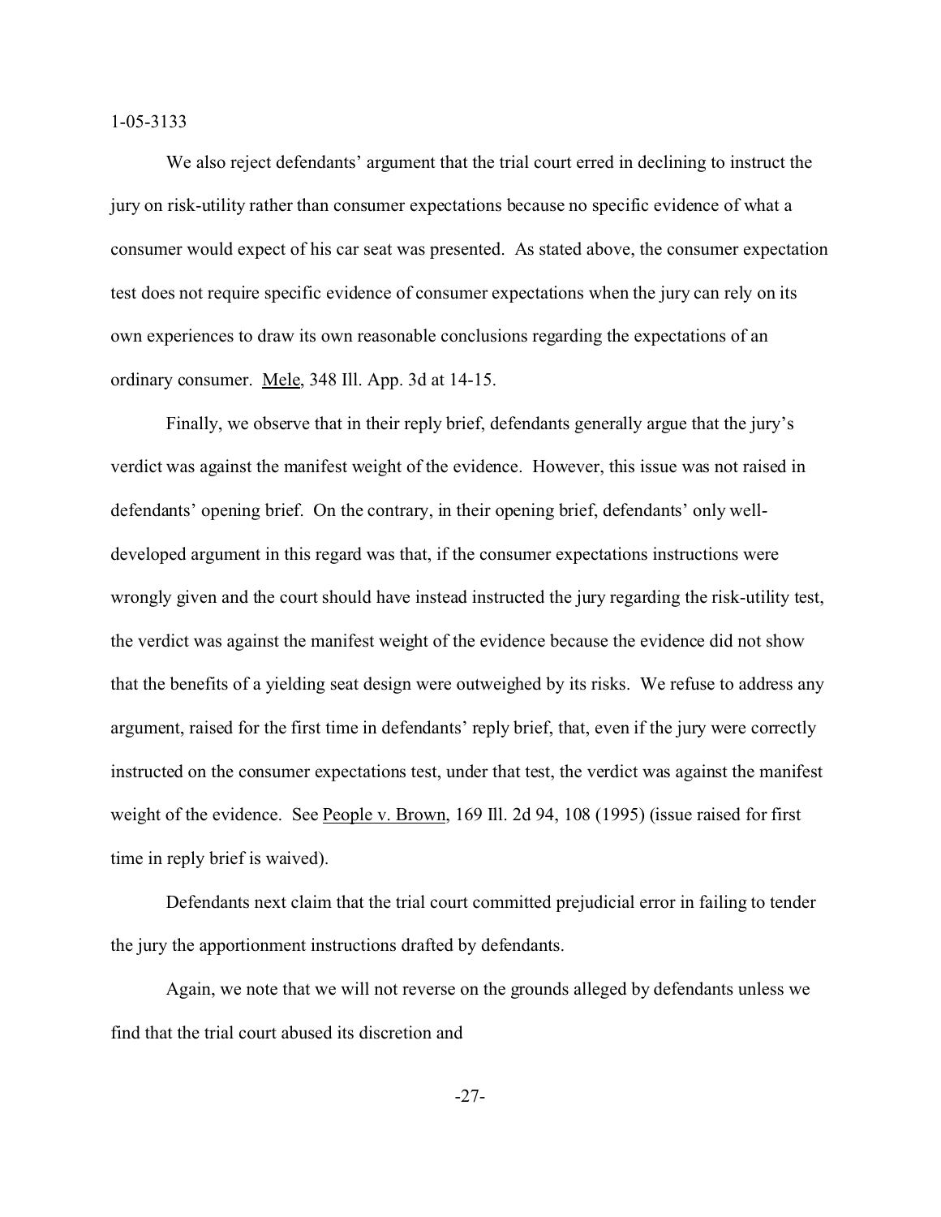We also reject defendants' argument that the trial court erred in declining to instruct the jury on risk-utility rather than consumer expectations because no specific evidence of what a consumer would expect of his car seat was presented. As stated above, the consumer expectation test does not require specific evidence of consumer expectations when the jury can rely on its own experiences to draw its own reasonable conclusions regarding the expectations of an ordinary consumer. Mele, 348 Ill. App. 3d at 14-15.

Finally, we observe that in their reply brief, defendants generally argue that the jury's verdict was against the manifest weight of the evidence. However, this issue was not raised in defendants' opening brief. On the contrary, in their opening brief, defendants' only well-developed argument in this regard was that, if the consumer expectations instructions were wrongly given and the court should have instead instructed the jury regarding the risk-utility test, the verdict was against the manifest weight of the evidence because the evidence did not show that the benefits of a yielding seat design were outweighed by its risks. We refuse to address any argument, raised for the first time in defendants' reply brief, that, even if the jury were correctly instructed on the consumer expectations test, under that test, the verdict was against the manifest weight of the evidence. See People v. Brown, 169 Ill. 2d 94, 108 (1995) (issue raised for first time in reply brief is waived).

Defendants next claim that the trial court committed prejudicial error in failing to tender the jury the apportionment instructions drafted by defendants.

Again, we note that we will not reverse on the grounds alleged by defendants unless we find that the trial court abused its discretion and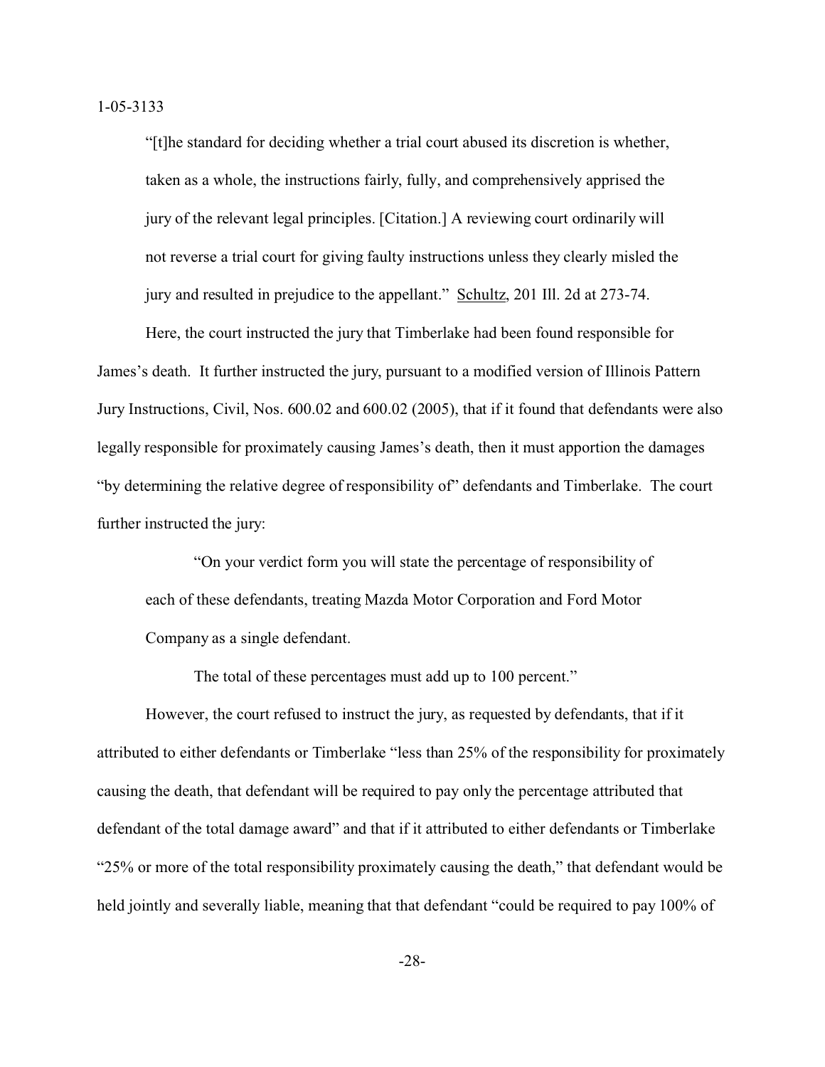"[t]he standard for deciding whether a trial court abused its discretion is whether, taken as a whole, the instructions fairly, fully, and comprehensively apprised the jury of the relevant legal principles. [Citation.] A reviewing court ordinarily will not reverse a trial court for giving faulty instructions unless they clearly misled the jury and resulted in prejudice to the appellant." Schultz, 201 Ill. 2d at 273-74.

Here, the court instructed the jury that Timberlake had been found responsible for James's death. It further instructed the jury, pursuant to a modified version of Illinois Pattern Jury Instructions, Civil, Nos. 600.02 and 600.02 (2005), that if it found that defendants were also legally responsible for proximately causing James's death, then it must apportion the damages "by determining the relative degree of responsibility of" defendants and Timberlake. The court further instructed the jury:

> "On your verdict form you will state the percentage of responsibility of each of these defendants, treating Mazda Motor Corporation and Ford Motor Company as a single defendant.
>
> The total of these percentages must add up to 100 percent."

However, the court refused to instruct the jury, as requested by defendants, that if it attributed to either defendants or Timberlake "less than 25% of the responsibility for proximately causing the death, that defendant will be required to pay only the percentage attributed that defendant of the total damage award" and that if it attributed to either defendants or Timberlake "25% or more of the total responsibility proximately causing the death," that defendant would be held jointly and severally liable, meaning that that defendant "could be required to pay 100% of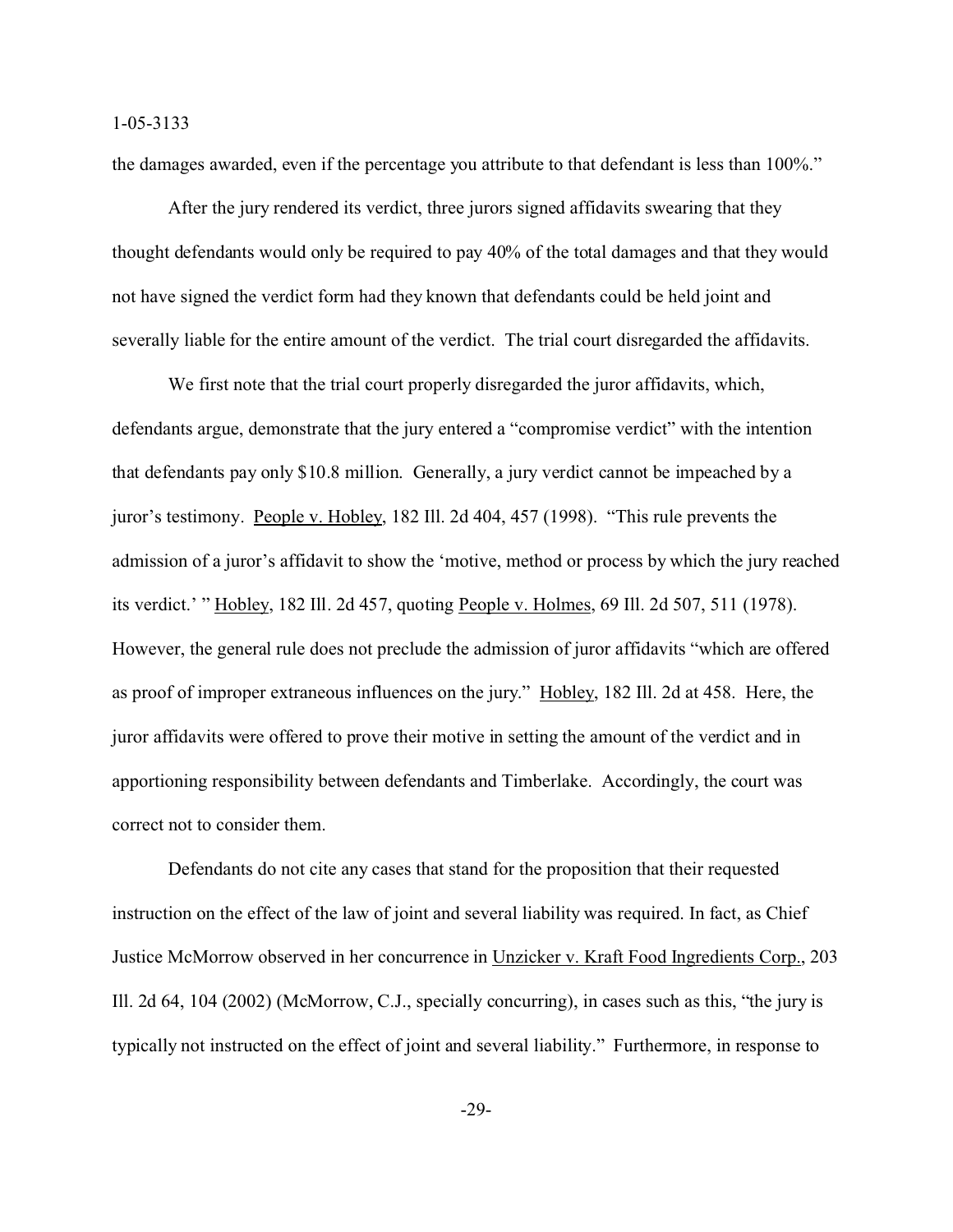the damages awarded, even if the percentage you attribute to that defendant is less than 100%."

After the jury rendered its verdict, three jurors signed affidavits swearing that they thought defendants would only be required to pay 40% of the total damages and that they would not have signed the verdict form had they known that defendants could be held joint and severally liable for the entire amount of the verdict. The trial court disregarded the affidavits.

We first note that the trial court properly disregarded the juror affidavits, which, defendants argue, demonstrate that the jury entered a "compromise verdict" with the intention that defendants pay only $10.8 million. Generally, a jury verdict cannot be impeached by a juror's testimony. People v. Hobley, 182 Ill. 2d 404, 457 (1998). "This rule prevents the admission of a juror's affidavit to show the 'motive, method or process by which the jury reached its verdict.' " Hobley, 182 Ill. 2d 457, quoting People v. Holmes, 69 Ill. 2d 507, 511 (1978). However, the general rule does not preclude the admission of juror affidavits "which are offered as proof of improper extraneous influences on the jury." Hobley, 182 Ill. 2d at 458. Here, the juror affidavits were offered to prove their motive in setting the amount of the verdict and in apportioning responsibility between defendants and Timberlake. Accordingly, the court was correct not to consider them.

Defendants do not cite any cases that stand for the proposition that their requested instruction on the effect of the law of joint and several liability was required. In fact, as Chief Justice McMorrow observed in her concurrence in Unzicker v. Kraft Food Ingredients Corp., 203 Ill. 2d 64, 104 (2002) (McMorrow, C.J., specially concurring), in cases such as this, "the jury is typically not instructed on the effect of joint and several liability." Furthermore, in response to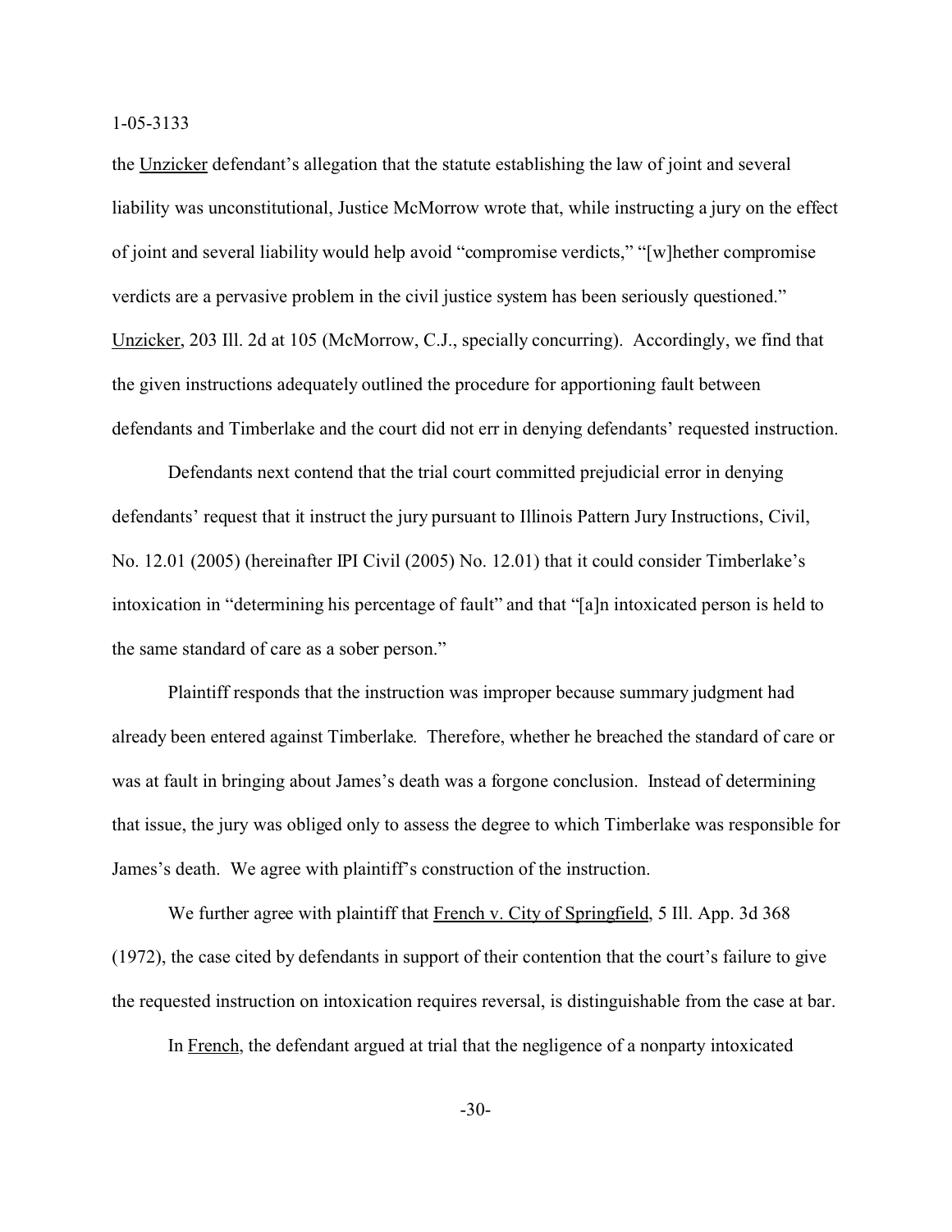the Unzicker defendant's allegation that the statute establishing the law of joint and several liability was unconstitutional, Justice McMorrow wrote that, while instructing a jury on the effect of joint and several liability would help avoid "compromise verdicts," "[w]hether compromise verdicts are a pervasive problem in the civil justice system has been seriously questioned." Unzicker, 203 Ill. 2d at 105 (McMorrow, C.J., specially concurring). Accordingly, we find that the given instructions adequately outlined the procedure for apportioning fault between defendants and Timberlake and the court did not err in denying defendants' requested instruction.

Defendants next contend that the trial court committed prejudicial error in denying defendants' request that it instruct the jury pursuant to Illinois Pattern Jury Instructions, Civil, No. 12.01 (2005) (hereinafter IPI Civil (2005) No. 12.01) that it could consider Timberlake's intoxication in "determining his percentage of fault" and that "[a]n intoxicated person is held to the same standard of care as a sober person."

Plaintiff responds that the instruction was improper because summary judgment had already been entered against Timberlake. Therefore, whether he breached the standard of care or was at fault in bringing about James's death was a forgone conclusion. Instead of determining that issue, the jury was obliged only to assess the degree to which Timberlake was responsible for James's death. We agree with plaintiff's construction of the instruction.

We further agree with plaintiff that French v. City of Springfield, 5 Ill. App. 3d 368 (1972), the case cited by defendants in support of their contention that the court's failure to give the requested instruction on intoxication requires reversal, is distinguishable from the case at bar.

In French, the defendant argued at trial that the negligence of a nonparty intoxicated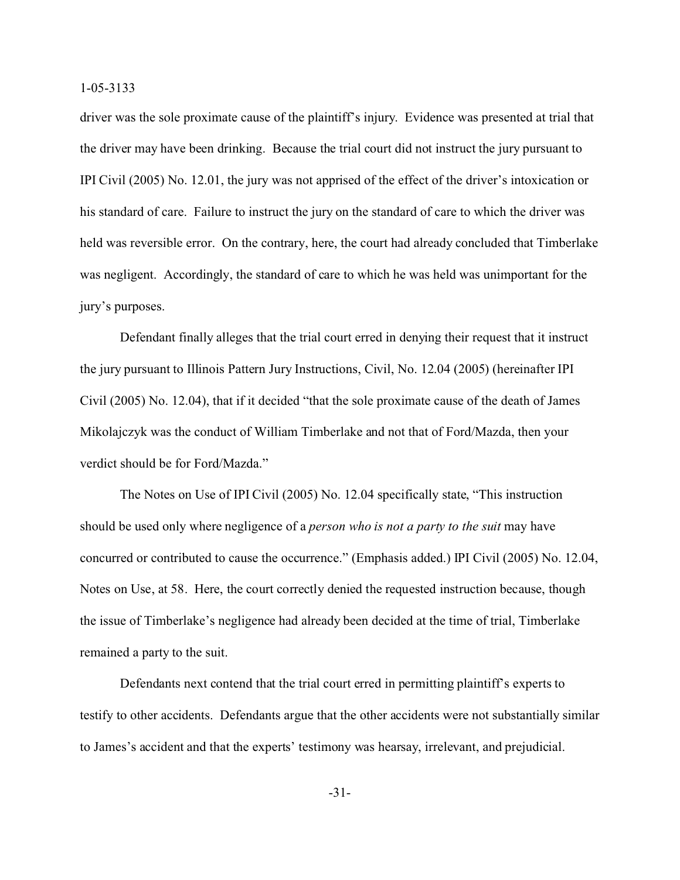driver was the sole proximate cause of the plaintiff's injury. Evidence was presented at trial that the driver may have been drinking. Because the trial court did not instruct the jury pursuant to IPI Civil (2005) No. 12.01, the jury was not apprised of the effect of the driver's intoxication or his standard of care. Failure to instruct the jury on the standard of care to which the driver was held was reversible error. On the contrary, here, the court had already concluded that Timberlake was negligent. Accordingly, the standard of care to which he was held was unimportant for the jury's purposes.

Defendant finally alleges that the trial court erred in denying their request that it instruct the jury pursuant to Illinois Pattern Jury Instructions, Civil, No. 12.04 (2005) (hereinafter IPI Civil (2005) No. 12.04), that if it decided "that the sole proximate cause of the death of James Mikolajczyk was the conduct of William Timberlake and not that of Ford/Mazda, then your verdict should be for Ford/Mazda."

The Notes on Use of IPI Civil (2005) No. 12.04 specifically state, "This instruction should be used only where negligence of a *person who is not a party to the suit* may have concurred or contributed to cause the occurrence." (Emphasis added.) IPI Civil (2005) No. 12.04, Notes on Use, at 58. Here, the court correctly denied the requested instruction because, though the issue of Timberlake's negligence had already been decided at the time of trial, Timberlake remained a party to the suit.

Defendants next contend that the trial court erred in permitting plaintiff's experts to testify to other accidents. Defendants argue that the other accidents were not substantially similar to James's accident and that the experts' testimony was hearsay, irrelevant, and prejudicial.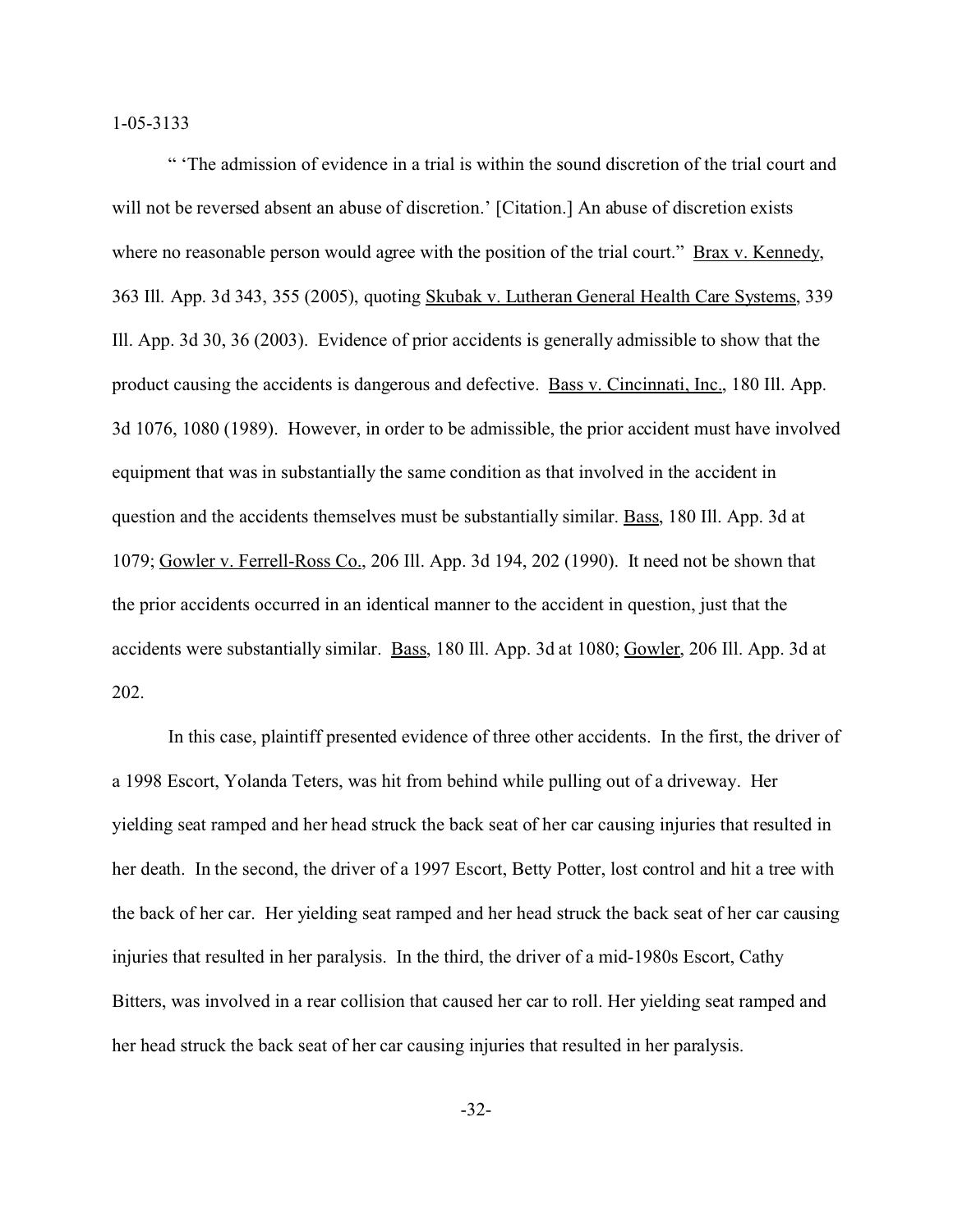" 'The admission of evidence in a trial is within the sound discretion of the trial court and will not be reversed absent an abuse of discretion.' [Citation.] An abuse of discretion exists where no reasonable person would agree with the position of the trial court." Brax v. Kennedy, 363 Ill. App. 3d 343, 355 (2005), quoting Skubak v. Lutheran General Health Care Systems, 339 Ill. App. 3d 30, 36 (2003). Evidence of prior accidents is generally admissible to show that the product causing the accidents is dangerous and defective. Bass v. Cincinnati, Inc., 180 Ill. App. 3d 1076, 1080 (1989). However, in order to be admissible, the prior accident must have involved equipment that was in substantially the same condition as that involved in the accident in question and the accidents themselves must be substantially similar. Bass, 180 Ill. App. 3d at 1079; Gowler v. Ferrell-Ross Co., 206 Ill. App. 3d 194, 202 (1990). It need not be shown that the prior accidents occurred in an identical manner to the accident in question, just that the accidents were substantially similar. Bass, 180 Ill. App. 3d at 1080; Gowler, 206 Ill. App. 3d at 202.

In this case, plaintiff presented evidence of three other accidents. In the first, the driver of a 1998 Escort, Yolanda Teters, was hit from behind while pulling out of a driveway. Her yielding seat ramped and her head struck the back seat of her car causing injuries that resulted in her death. In the second, the driver of a 1997 Escort, Betty Potter, lost control and hit a tree with the back of her car. Her yielding seat ramped and her head struck the back seat of her car causing injuries that resulted in her paralysis. In the third, the driver of a mid-1980s Escort, Cathy Bitters, was involved in a rear collision that caused her car to roll. Her yielding seat ramped and her head struck the back seat of her car causing injuries that resulted in her paralysis.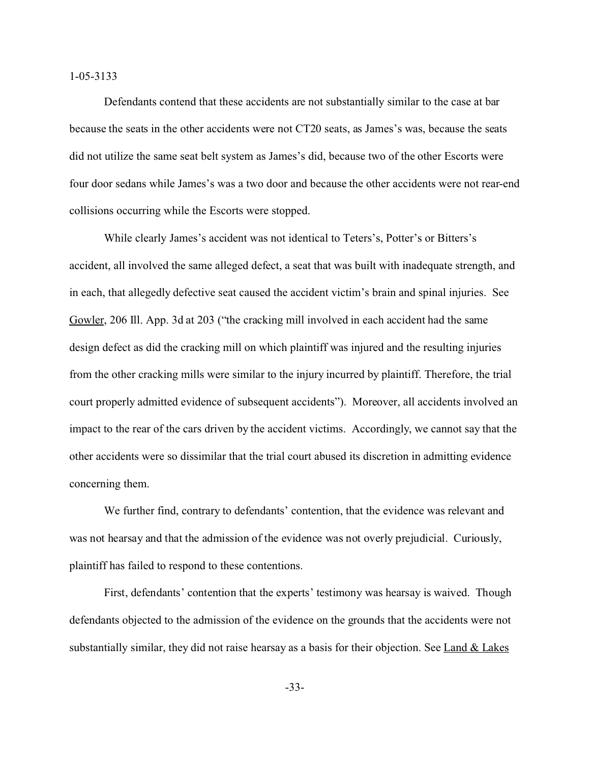Defendants contend that these accidents are not substantially similar to the case at bar because the seats in the other accidents were not CT20 seats, as James's was, because the seats did not utilize the same seat belt system as James's did, because two of the other Escorts were four door sedans while James's was a two door and because the other accidents were not rear-end collisions occurring while the Escorts were stopped.

While clearly James's accident was not identical to Teters's, Potter's or Bitters's accident, all involved the same alleged defect, a seat that was built with inadequate strength, and in each, that allegedly defective seat caused the accident victim's brain and spinal injuries. See Gowler, 206 Ill. App. 3d at 203 ("the cracking mill involved in each accident had the same design defect as did the cracking mill on which plaintiff was injured and the resulting injuries from the other cracking mills were similar to the injury incurred by plaintiff. Therefore, the trial court properly admitted evidence of subsequent accidents"). Moreover, all accidents involved an impact to the rear of the cars driven by the accident victims. Accordingly, we cannot say that the other accidents were so dissimilar that the trial court abused its discretion in admitting evidence concerning them.

We further find, contrary to defendants' contention, that the evidence was relevant and was not hearsay and that the admission of the evidence was not overly prejudicial. Curiously, plaintiff has failed to respond to these contentions.

First, defendants' contention that the experts' testimony was hearsay is waived. Though defendants objected to the admission of the evidence on the grounds that the accidents were not substantially similar, they did not raise hearsay as a basis for their objection. See Land & Lakes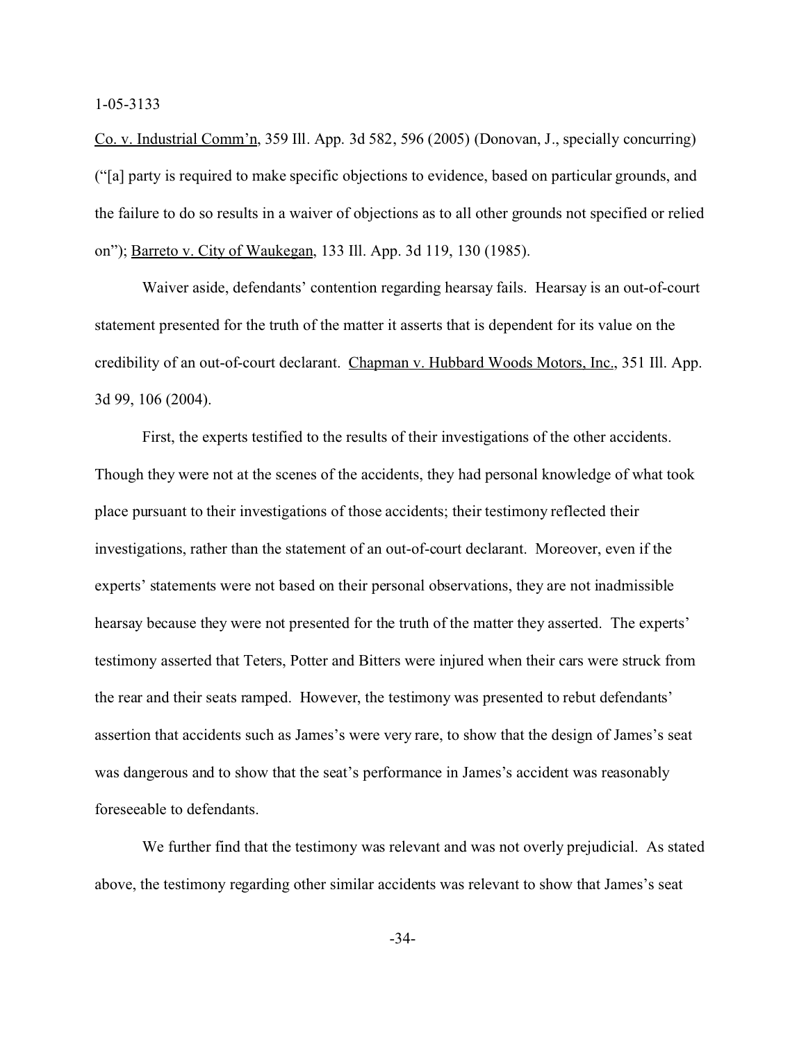Co. v. Industrial Comm'n, 359 Ill. App. 3d 582, 596 (2005) (Donovan, J., specially concurring) ("[a] party is required to make specific objections to evidence, based on particular grounds, and the failure to do so results in a waiver of objections as to all other grounds not specified or relied on"); Barreto v. City of Waukegan, 133 Ill. App. 3d 119, 130 (1985).

Waiver aside, defendants' contention regarding hearsay fails. Hearsay is an out-of-court statement presented for the truth of the matter it asserts that is dependent for its value on the credibility of an out-of-court declarant. Chapman v. Hubbard Woods Motors, Inc., 351 Ill. App. 3d 99, 106 (2004).

First, the experts testified to the results of their investigations of the other accidents. Though they were not at the scenes of the accidents, they had personal knowledge of what took place pursuant to their investigations of those accidents; their testimony reflected their investigations, rather than the statement of an out-of-court declarant. Moreover, even if the experts' statements were not based on their personal observations, they are not inadmissible hearsay because they were not presented for the truth of the matter they asserted. The experts' testimony asserted that Teters, Potter and Bitters were injured when their cars were struck from the rear and their seats ramped. However, the testimony was presented to rebut defendants' assertion that accidents such as James's were very rare, to show that the design of James's seat was dangerous and to show that the seat's performance in James's accident was reasonably foreseeable to defendants.

We further find that the testimony was relevant and was not overly prejudicial. As stated above, the testimony regarding other similar accidents was relevant to show that James's seat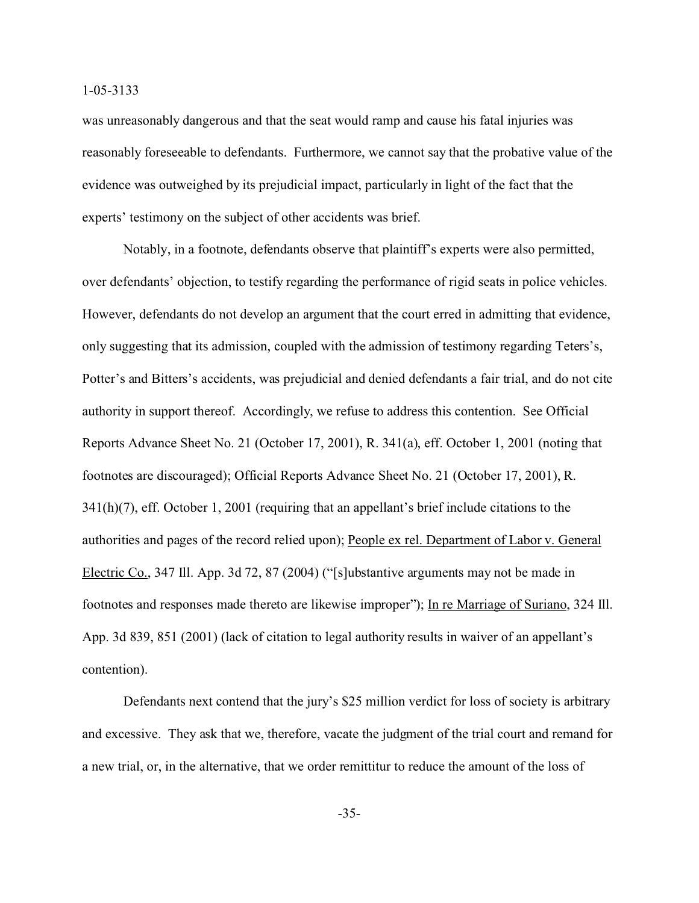was unreasonably dangerous and that the seat would ramp and cause his fatal injuries was reasonably foreseeable to defendants. Furthermore, we cannot say that the probative value of the evidence was outweighed by its prejudicial impact, particularly in light of the fact that the experts' testimony on the subject of other accidents was brief.

Notably, in a footnote, defendants observe that plaintiff's experts were also permitted, over defendants' objection, to testify regarding the performance of rigid seats in police vehicles. However, defendants do not develop an argument that the court erred in admitting that evidence, only suggesting that its admission, coupled with the admission of testimony regarding Teters's, Potter's and Bitters's accidents, was prejudicial and denied defendants a fair trial, and do not cite authority in support thereof. Accordingly, we refuse to address this contention. See Official Reports Advance Sheet No. 21 (October 17, 2001), R. 341(a), eff. October 1, 2001 (noting that footnotes are discouraged); Official Reports Advance Sheet No. 21 (October 17, 2001), R. 341(h)(7), eff. October 1, 2001 (requiring that an appellant's brief include citations to the authorities and pages of the record relied upon); People ex rel. Department of Labor v. General Electric Co., 347 Ill. App. 3d 72, 87 (2004) ("[s]ubstantive arguments may not be made in footnotes and responses made thereto are likewise improper"); In re Marriage of Suriano, 324 Ill. App. 3d 839, 851 (2001) (lack of citation to legal authority results in waiver of an appellant's contention).

Defendants next contend that the jury's $25 million verdict for loss of society is arbitrary and excessive. They ask that we, therefore, vacate the judgment of the trial court and remand for a new trial, or, in the alternative, that we order remittitur to reduce the amount of the loss of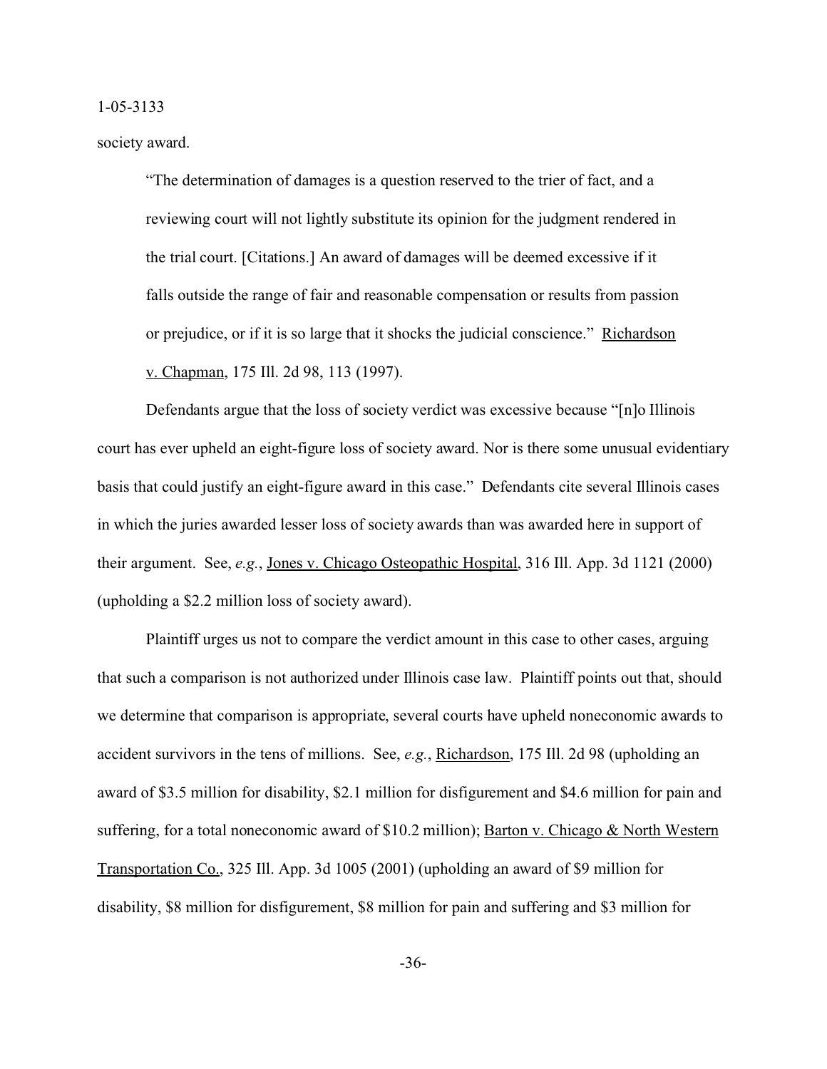society award.

> "The determination of damages is a question reserved to the trier of fact, and a reviewing court will not lightly substitute its opinion for the judgment rendered in the trial court. [Citations.] An award of damages will be deemed excessive if it falls outside the range of fair and reasonable compensation or results from passion or prejudice, or if it is so large that it shocks the judicial conscience." Richardson v. Chapman, 175 Ill. 2d 98, 113 (1997).

Defendants argue that the loss of society verdict was excessive because "[n]o Illinois court has ever upheld an eight-figure loss of society award. Nor is there some unusual evidentiary basis that could justify an eight-figure award in this case." Defendants cite several Illinois cases in which the juries awarded lesser loss of society awards than was awarded here in support of their argument. See, *e.g.*, Jones v. Chicago Osteopathic Hospital, 316 Ill. App. 3d 1121 (2000) (upholding a $2.2 million loss of society award).

Plaintiff urges us not to compare the verdict amount in this case to other cases, arguing that such a comparison is not authorized under Illinois case law. Plaintiff points out that, should we determine that comparison is appropriate, several courts have upheld noneconomic awards to accident survivors in the tens of millions. See, *e.g.*, Richardson, 175 Ill. 2d 98 (upholding an award of $3.5 million for disability, $2.1 million for disfigurement and $4.6 million for pain and suffering, for a total noneconomic award of $10.2 million); Barton v. Chicago & North Western Transportation Co., 325 Ill. App. 3d 1005 (2001) (upholding an award of $9 million for disability, $8 million for disfigurement, $8 million for pain and suffering and $3 million for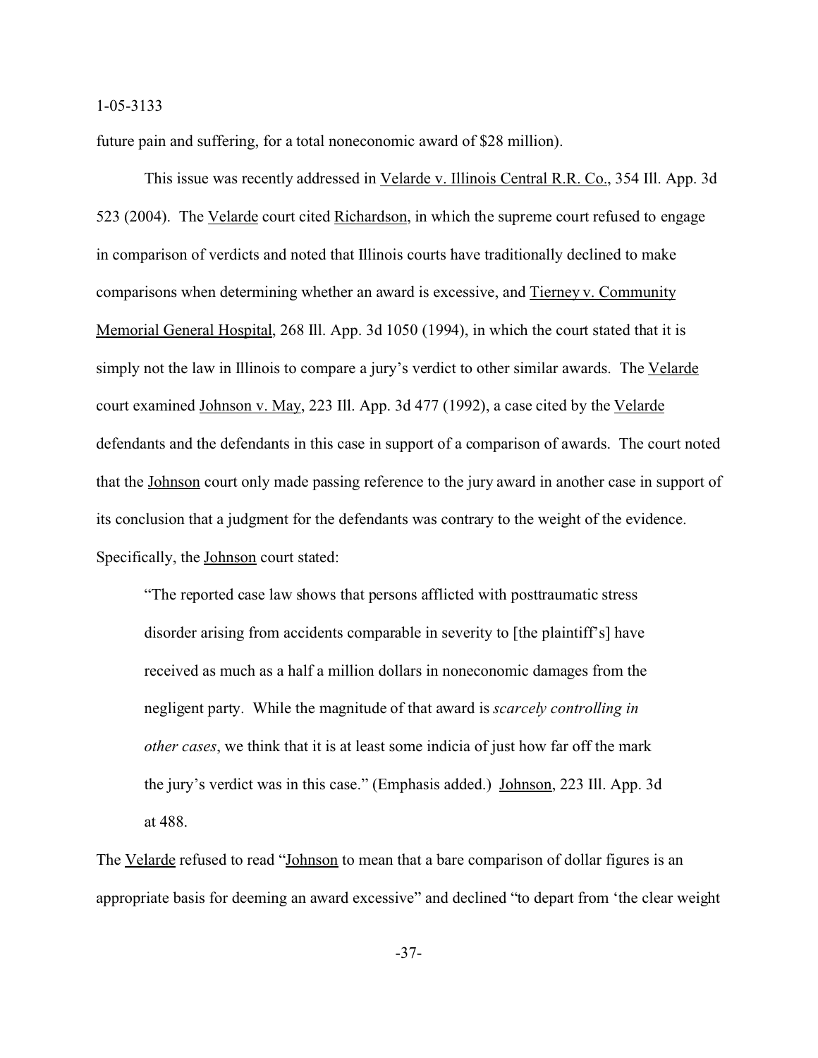future pain and suffering, for a total noneconomic award of $28 million).

This issue was recently addressed in Velarde v. Illinois Central R.R. Co., 354 Ill. App. 3d 523 (2004). The Velarde court cited Richardson, in which the supreme court refused to engage in comparison of verdicts and noted that Illinois courts have traditionally declined to make comparisons when determining whether an award is excessive, and Tierney v. Community Memorial General Hospital, 268 Ill. App. 3d 1050 (1994), in which the court stated that it is simply not the law in Illinois to compare a jury's verdict to other similar awards. The Velarde court examined Johnson v. May, 223 Ill. App. 3d 477 (1992), a case cited by the Velarde defendants and the defendants in this case in support of a comparison of awards. The court noted that the Johnson court only made passing reference to the jury award in another case in support of its conclusion that a judgment for the defendants was contrary to the weight of the evidence. Specifically, the Johnson court stated:

> "The reported case law shows that persons afflicted with posttraumatic stress disorder arising from accidents comparable in severity to [the plaintiff's] have received as much as a half a million dollars in noneconomic damages from the negligent party. While the magnitude of that award is *scarcely controlling in other cases*, we think that it is at least some indicia of just how far off the mark the jury's verdict was in this case." (Emphasis added.) Johnson, 223 Ill. App. 3d at 488.

The Velarde refused to read "Johnson to mean that a bare comparison of dollar figures is an appropriate basis for deeming an award excessive" and declined "to depart from 'the clear weight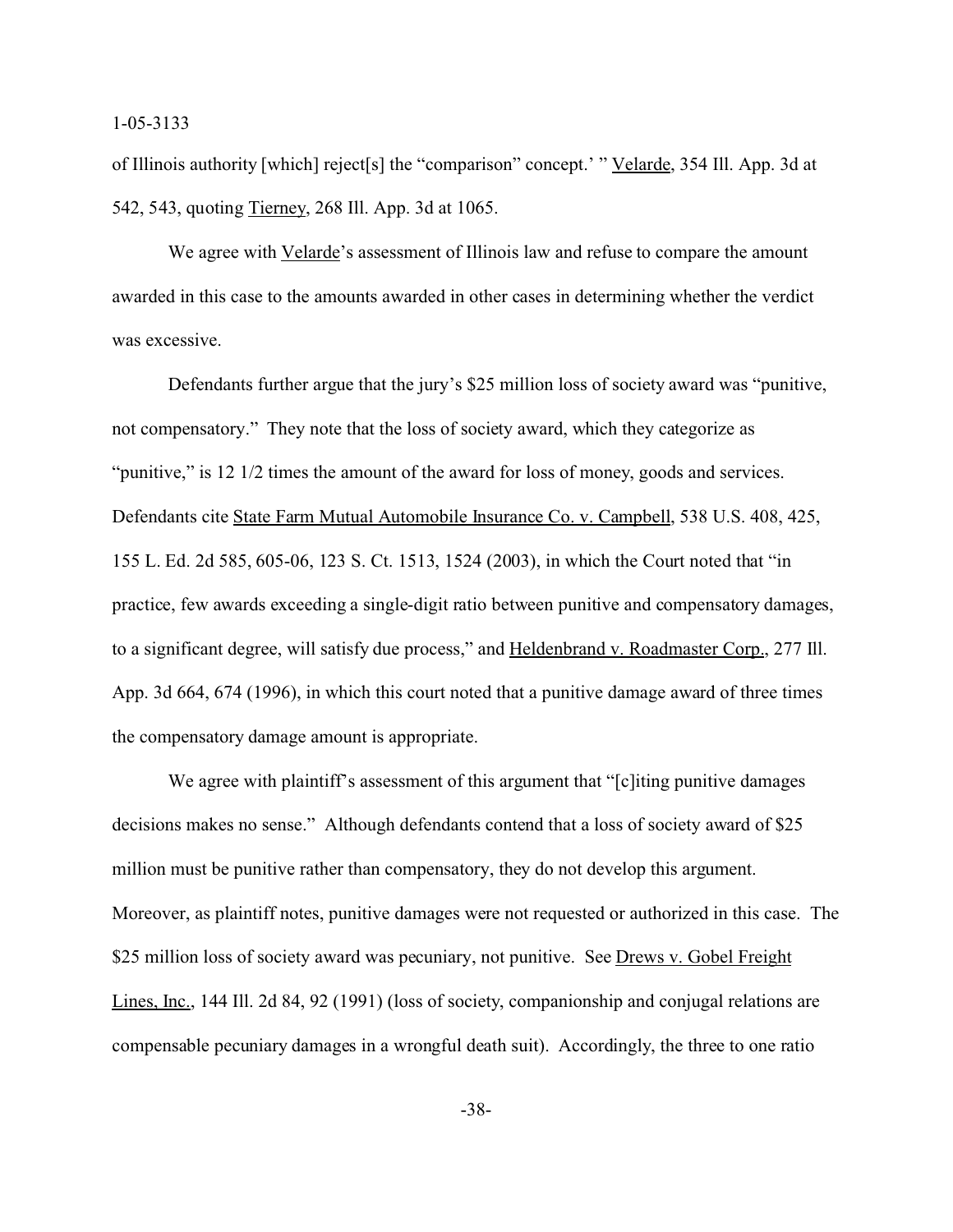of Illinois authority [which] reject[s] the "comparison" concept.' " Velarde, 354 Ill. App. 3d at 542, 543, quoting Tierney, 268 Ill. App. 3d at 1065.

We agree with Velarde's assessment of Illinois law and refuse to compare the amount awarded in this case to the amounts awarded in other cases in determining whether the verdict was excessive.

Defendants further argue that the jury's $25 million loss of society award was "punitive, not compensatory." They note that the loss of society award, which they categorize as "punitive," is 12 1/2 times the amount of the award for loss of money, goods and services. Defendants cite State Farm Mutual Automobile Insurance Co. v. Campbell, 538 U.S. 408, 425, 155 L. Ed. 2d 585, 605-06, 123 S. Ct. 1513, 1524 (2003), in which the Court noted that "in practice, few awards exceeding a single-digit ratio between punitive and compensatory damages, to a significant degree, will satisfy due process," and Heldenbrand v. Roadmaster Corp., 277 Ill. App. 3d 664, 674 (1996), in which this court noted that a punitive damage award of three times the compensatory damage amount is appropriate.

We agree with plaintiff's assessment of this argument that "[c]iting punitive damages decisions makes no sense." Although defendants contend that a loss of society award of $25 million must be punitive rather than compensatory, they do not develop this argument. Moreover, as plaintiff notes, punitive damages were not requested or authorized in this case. The $25 million loss of society award was pecuniary, not punitive. See Drews v. Gobel Freight Lines, Inc., 144 Ill. 2d 84, 92 (1991) (loss of society, companionship and conjugal relations are compensable pecuniary damages in a wrongful death suit). Accordingly, the three to one ratio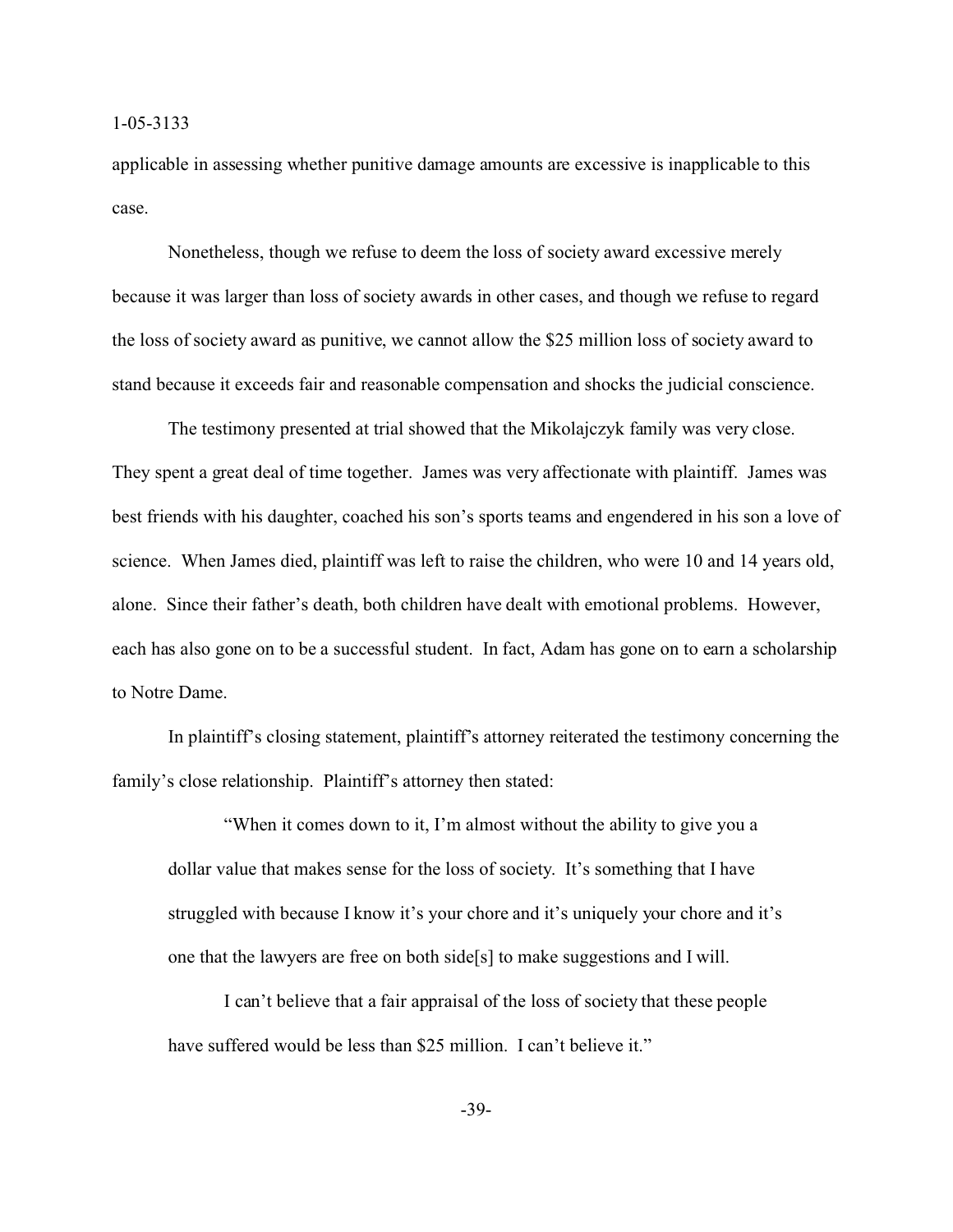applicable in assessing whether punitive damage amounts are excessive is inapplicable to this case.

Nonetheless, though we refuse to deem the loss of society award excessive merely because it was larger than loss of society awards in other cases, and though we refuse to regard the loss of society award as punitive, we cannot allow the $25 million loss of society award to stand because it exceeds fair and reasonable compensation and shocks the judicial conscience.

The testimony presented at trial showed that the Mikolajczyk family was very close. They spent a great deal of time together. James was very affectionate with plaintiff. James was best friends with his daughter, coached his son's sports teams and engendered in his son a love of science. When James died, plaintiff was left to raise the children, who were 10 and 14 years old, alone. Since their father's death, both children have dealt with emotional problems. However, each has also gone on to be a successful student. In fact, Adam has gone on to earn a scholarship to Notre Dame.

In plaintiff's closing statement, plaintiff's attorney reiterated the testimony concerning the family's close relationship. Plaintiff's attorney then stated:

> "When it comes down to it, I'm almost without the ability to give you a dollar value that makes sense for the loss of society. It's something that I have struggled with because I know it's your chore and it's uniquely your chore and it's one that the lawyers are free on both side[s] to make suggestions and I will.
>
> I can't believe that a fair appraisal of the loss of society that these people have suffered would be less than $25 million. I can't believe it."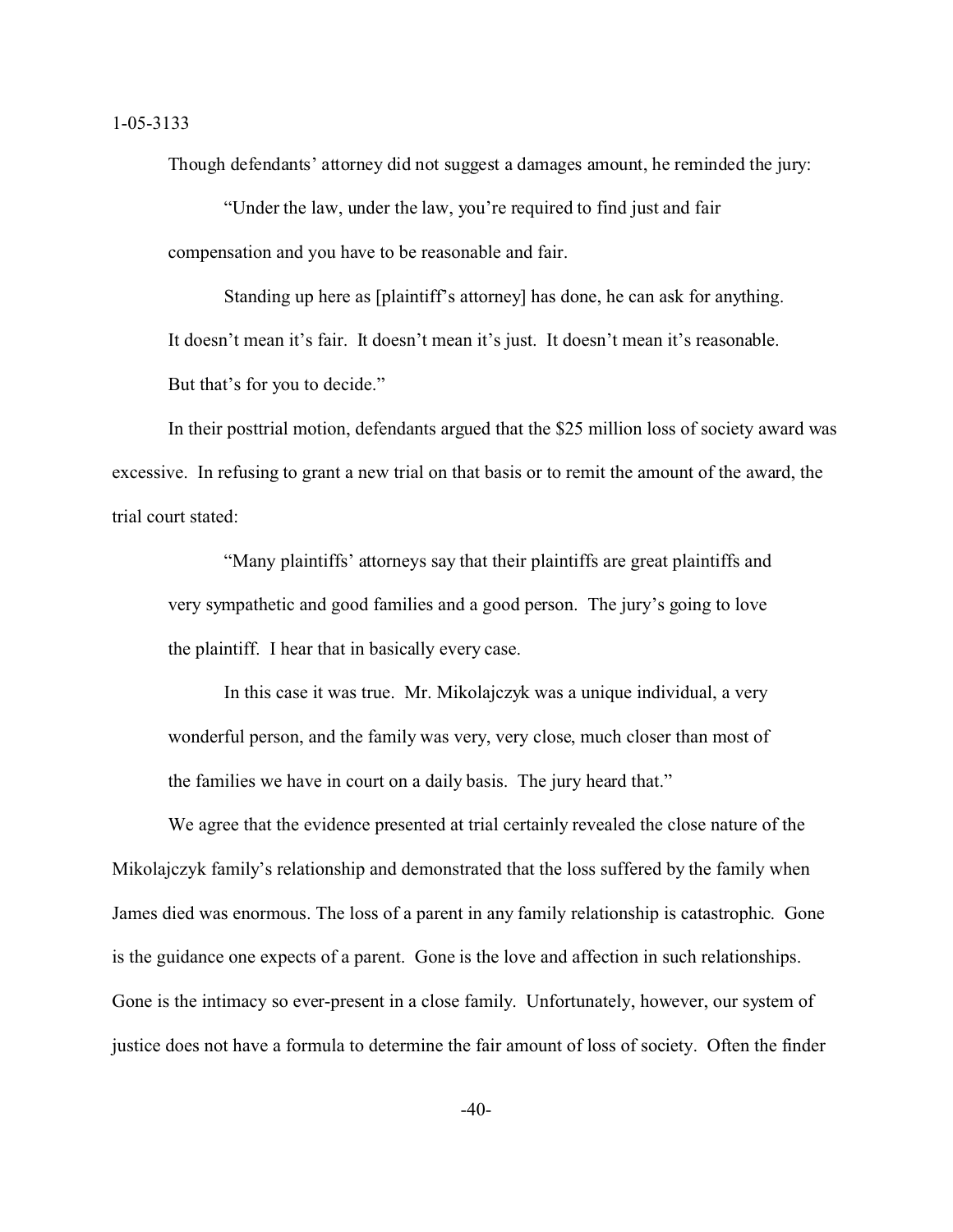Though defendants' attorney did not suggest a damages amount, he reminded the jury:

> "Under the law, under the law, you're required to find just and fair compensation and you have to be reasonable and fair.
>
> Standing up here as [plaintiff's attorney] has done, he can ask for anything. It doesn't mean it's fair. It doesn't mean it's just. It doesn't mean it's reasonable. But that's for you to decide."

In their posttrial motion, defendants argued that the $25 million loss of society award was excessive. In refusing to grant a new trial on that basis or to remit the amount of the award, the trial court stated:

> "Many plaintiffs' attorneys say that their plaintiffs are great plaintiffs and very sympathetic and good families and a good person. The jury's going to love the plaintiff. I hear that in basically every case.
>
> In this case it was true. Mr. Mikolajczyk was a unique individual, a very wonderful person, and the family was very, very close, much closer than most of the families we have in court on a daily basis. The jury heard that."

We agree that the evidence presented at trial certainly revealed the close nature of the Mikolajczyk family's relationship and demonstrated that the loss suffered by the family when James died was enormous. The loss of a parent in any family relationship is catastrophic. Gone is the guidance one expects of a parent. Gone is the love and affection in such relationships. Gone is the intimacy so ever-present in a close family. Unfortunately, however, our system of justice does not have a formula to determine the fair amount of loss of society. Often the finder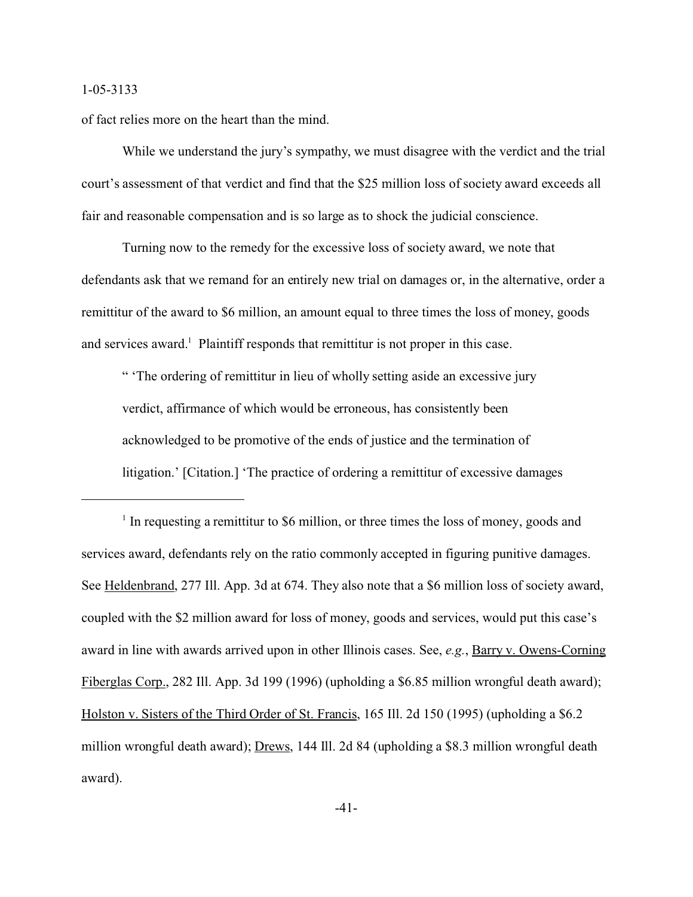of fact relies more on the heart than the mind.

While we understand the jury's sympathy, we must disagree with the verdict and the trial court's assessment of that verdict and find that the $25 million loss of society award exceeds all fair and reasonable compensation and is so large as to shock the judicial conscience.

Turning now to the remedy for the excessive loss of society award, we note that defendants ask that we remand for an entirely new trial on damages or, in the alternative, order a remittitur of the award to $6 million, an amount equal to three times the loss of money, goods and services award.[1] Plaintiff responds that remittitur is not proper in this case.

> " 'The ordering of remittitur in lieu of wholly setting aside an excessive jury verdict, affirmance of which would be erroneous, has consistently been acknowledged to be promotive of the ends of justice and the termination of litigation.' [Citation.] 'The practice of ordering a remittitur of excessive damages

---

[1] In requesting a remittitur to $6 million, or three times the loss of money, goods and services award, defendants rely on the ratio commonly accepted in figuring punitive damages. See Heldenbrand, 277 Ill. App. 3d at 674. They also note that a $6 million loss of society award, coupled with the $2 million award for loss of money, goods and services, would put this case's award in line with awards arrived upon in other Illinois cases. See, *e.g.*, Barry v. Owens-Corning Fiberglas Corp., 282 Ill. App. 3d 199 (1996) (upholding a $6.85 million wrongful death award); Holston v. Sisters of the Third Order of St. Francis, 165 Ill. 2d 150 (1995) (upholding a $6.2 million wrongful death award); Drews, 144 Ill. 2d 84 (upholding a $8.3 million wrongful death award).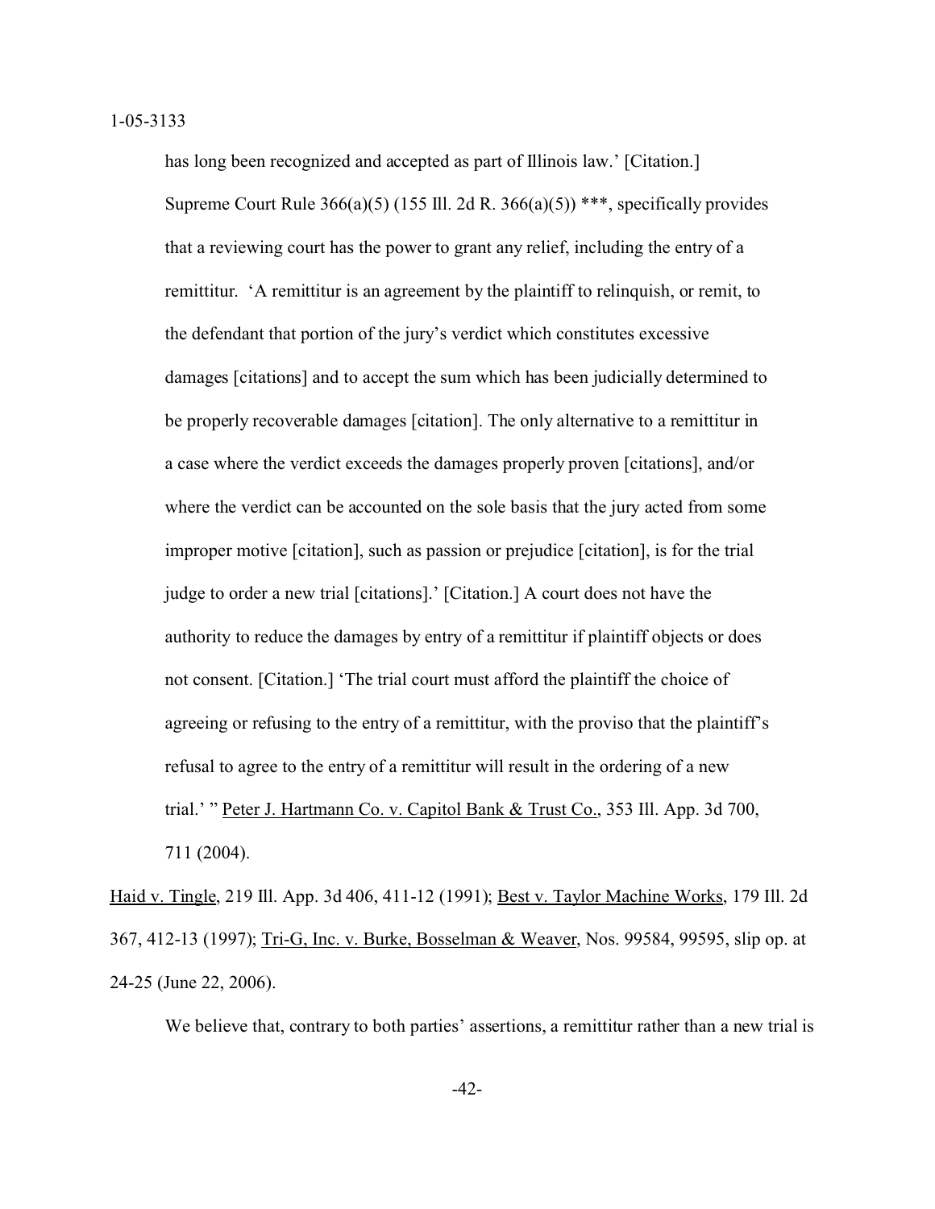> has long been recognized and accepted as part of Illinois law.' [Citation.] Supreme Court Rule 366(a)(5) (155 Ill. 2d R. 366(a)(5)) ***, specifically provides that a reviewing court has the power to grant any relief, including the entry of a remittitur. 'A remittitur is an agreement by the plaintiff to relinquish, or remit, to the defendant that portion of the jury's verdict which constitutes excessive damages [citations] and to accept the sum which has been judicially determined to be properly recoverable damages [citation]. The only alternative to a remittitur in a case where the verdict exceeds the damages properly proven [citations], and/or where the verdict can be accounted on the sole basis that the jury acted from some improper motive [citation], such as passion or prejudice [citation], is for the trial judge to order a new trial [citations].' [Citation.] A court does not have the authority to reduce the damages by entry of a remittitur if plaintiff objects or does not consent. [Citation.] 'The trial court must afford the plaintiff the choice of agreeing or refusing to the entry of a remittitur, with the proviso that the plaintiff's refusal to agree to the entry of a remittitur will result in the ordering of a new trial.' " Peter J. Hartmann Co. v. Capitol Bank & Trust Co., 353 Ill. App. 3d 700, 711 (2004).

Haid v. Tingle, 219 Ill. App. 3d 406, 411-12 (1991); Best v. Taylor Machine Works, 179 Ill. 2d 367, 412-13 (1997); Tri-G, Inc. v. Burke, Bosselman & Weaver, Nos. 99584, 99595, slip op. at 24-25 (June 22, 2006).

We believe that, contrary to both parties' assertions, a remittitur rather than a new trial is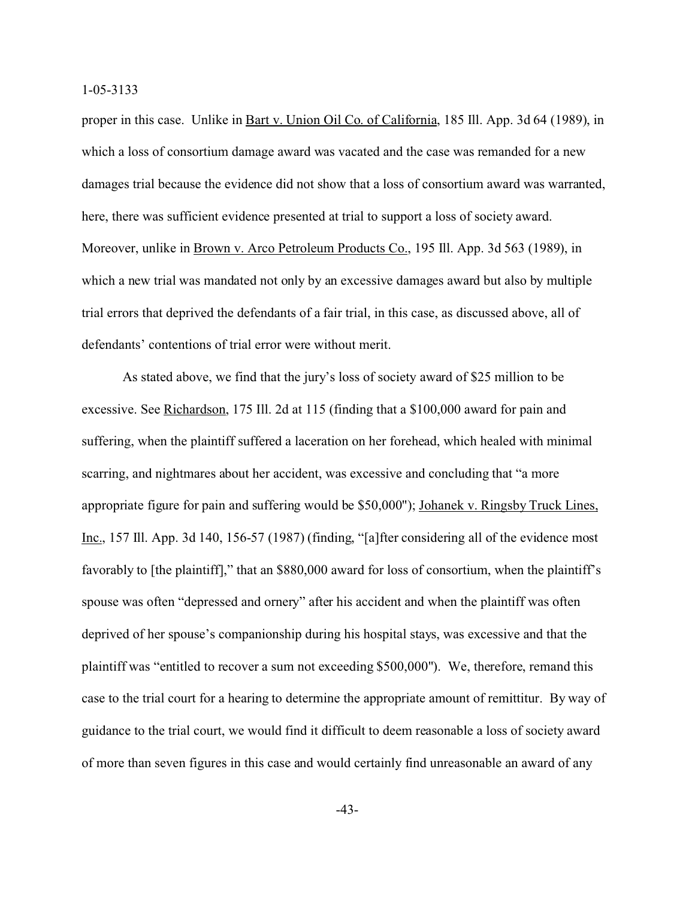proper in this case. Unlike in Bart v. Union Oil Co. of California, 185 Ill. App. 3d 64 (1989), in which a loss of consortium damage award was vacated and the case was remanded for a new damages trial because the evidence did not show that a loss of consortium award was warranted, here, there was sufficient evidence presented at trial to support a loss of society award. Moreover, unlike in Brown v. Arco Petroleum Products Co., 195 Ill. App. 3d 563 (1989), in which a new trial was mandated not only by an excessive damages award but also by multiple trial errors that deprived the defendants of a fair trial, in this case, as discussed above, all of defendants' contentions of trial error were without merit.

As stated above, we find that the jury's loss of society award of $25 million to be excessive. See Richardson, 175 Ill. 2d at 115 (finding that a $100,000 award for pain and suffering, when the plaintiff suffered a laceration on her forehead, which healed with minimal scarring, and nightmares about her accident, was excessive and concluding that "a more appropriate figure for pain and suffering would be $50,000"); Johanek v. Ringsby Truck Lines, Inc., 157 Ill. App. 3d 140, 156-57 (1987) (finding, "[a]fter considering all of the evidence most favorably to [the plaintiff]," that an $880,000 award for loss of consortium, when the plaintiff's spouse was often "depressed and ornery" after his accident and when the plaintiff was often deprived of her spouse's companionship during his hospital stays, was excessive and that the plaintiff was "entitled to recover a sum not exceeding $500,000"). We, therefore, remand this case to the trial court for a hearing to determine the appropriate amount of remittitur. By way of guidance to the trial court, we would find it difficult to deem reasonable a loss of society award of more than seven figures in this case and would certainly find unreasonable an award of any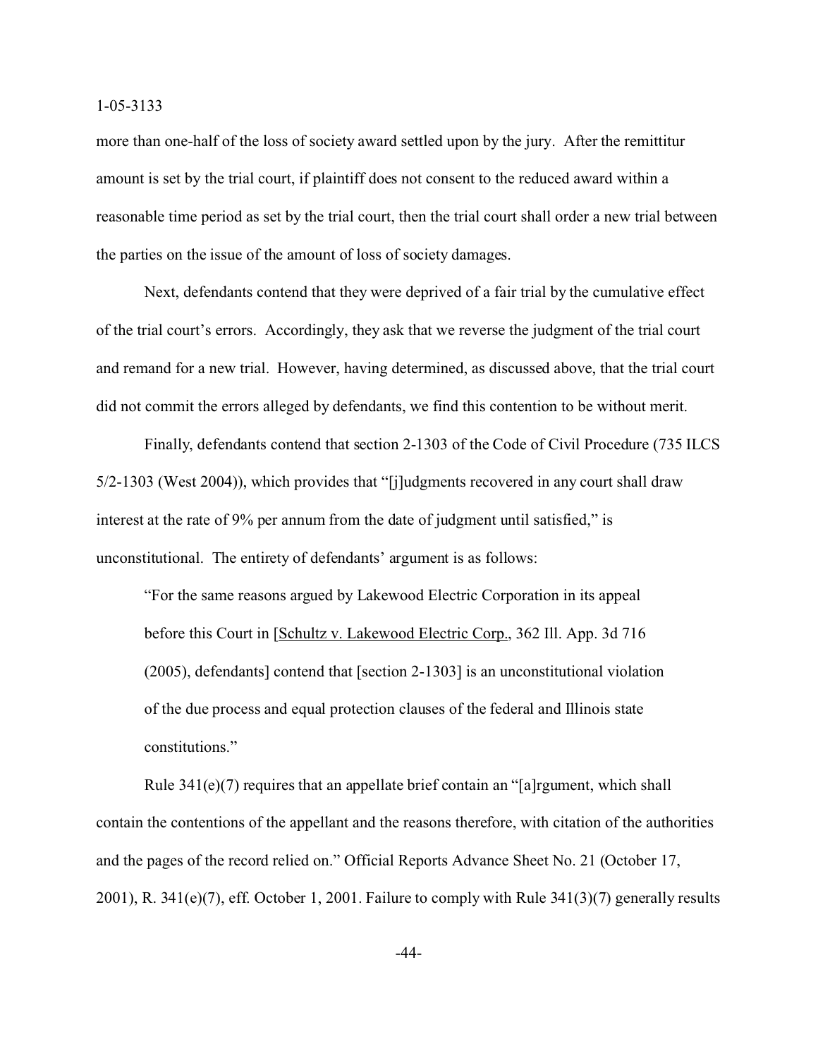more than one-half of the loss of society award settled upon by the jury. After the remittitur amount is set by the trial court, if plaintiff does not consent to the reduced award within a reasonable time period as set by the trial court, then the trial court shall order a new trial between the parties on the issue of the amount of loss of society damages.

Next, defendants contend that they were deprived of a fair trial by the cumulative effect of the trial court's errors. Accordingly, they ask that we reverse the judgment of the trial court and remand for a new trial. However, having determined, as discussed above, that the trial court did not commit the errors alleged by defendants, we find this contention to be without merit.

Finally, defendants contend that section 2-1303 of the Code of Civil Procedure (735 ILCS 5/2-1303 (West 2004)), which provides that "[j]udgments recovered in any court shall draw interest at the rate of 9% per annum from the date of judgment until satisfied," is unconstitutional. The entirety of defendants' argument is as follows:

> "For the same reasons argued by Lakewood Electric Corporation in its appeal before this Court in [Schultz v. Lakewood Electric Corp., 362 Ill. App. 3d 716 (2005), defendants] contend that [section 2-1303] is an unconstitutional violation of the due process and equal protection clauses of the federal and Illinois state constitutions."

Rule 341(e)(7) requires that an appellate brief contain an "[a]rgument, which shall contain the contentions of the appellant and the reasons therefore, with citation of the authorities and the pages of the record relied on." Official Reports Advance Sheet No. 21 (October 17, 2001), R. 341(e)(7), eff. October 1, 2001. Failure to comply with Rule 341(3)(7) generally results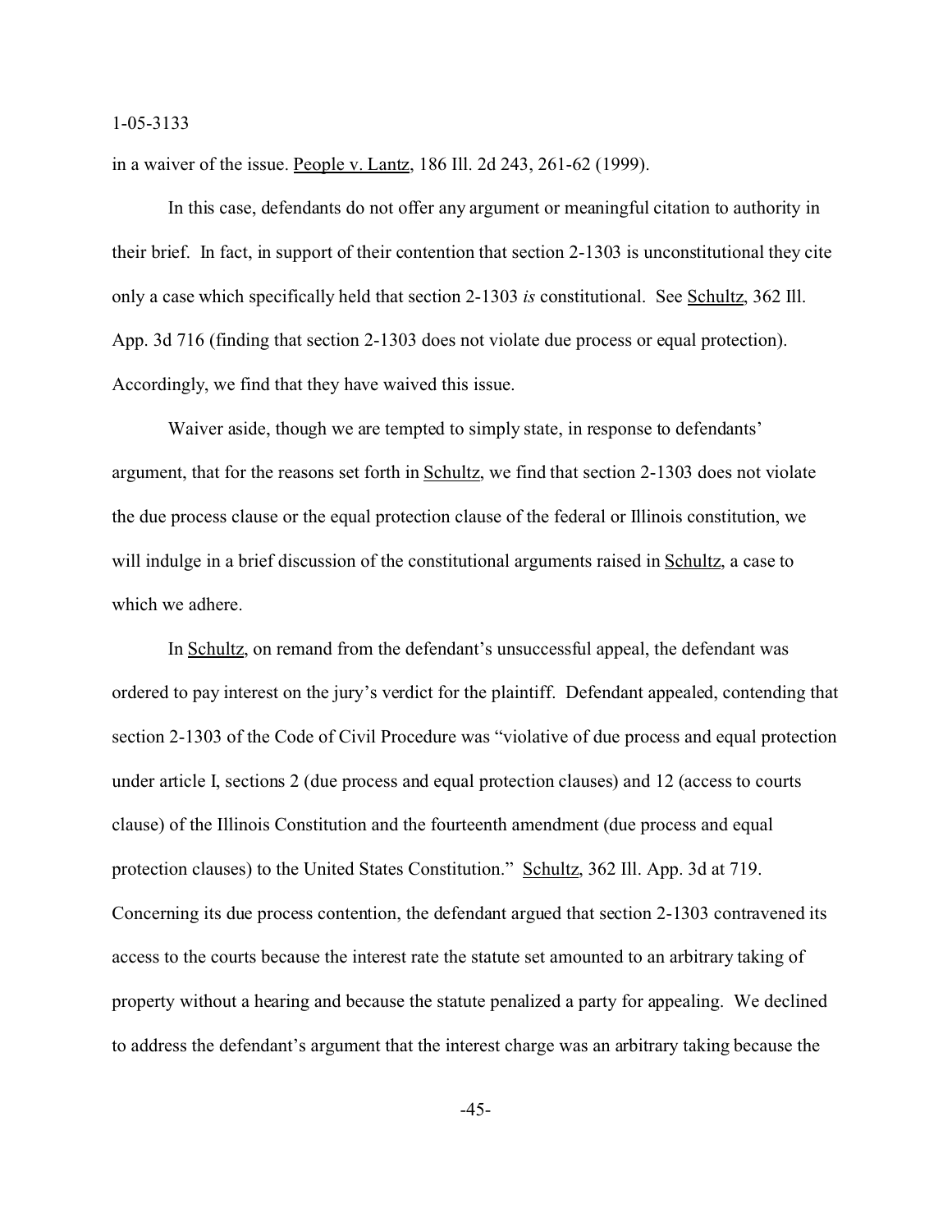in a waiver of the issue. People v. Lantz, 186 Ill. 2d 243, 261-62 (1999).

In this case, defendants do not offer any argument or meaningful citation to authority in their brief. In fact, in support of their contention that section 2-1303 is unconstitutional they cite only a case which specifically held that section 2-1303 *is* constitutional. See Schultz, 362 Ill. App. 3d 716 (finding that section 2-1303 does not violate due process or equal protection). Accordingly, we find that they have waived this issue.

Waiver aside, though we are tempted to simply state, in response to defendants' argument, that for the reasons set forth in Schultz, we find that section 2-1303 does not violate the due process clause or the equal protection clause of the federal or Illinois constitution, we will indulge in a brief discussion of the constitutional arguments raised in Schultz, a case to which we adhere.

In Schultz, on remand from the defendant's unsuccessful appeal, the defendant was ordered to pay interest on the jury's verdict for the plaintiff. Defendant appealed, contending that section 2-1303 of the Code of Civil Procedure was "violative of due process and equal protection under article I, sections 2 (due process and equal protection clauses) and 12 (access to courts clause) of the Illinois Constitution and the fourteenth amendment (due process and equal protection clauses) to the United States Constitution." Schultz, 362 Ill. App. 3d at 719. Concerning its due process contention, the defendant argued that section 2-1303 contravened its access to the courts because the interest rate the statute set amounted to an arbitrary taking of property without a hearing and because the statute penalized a party for appealing. We declined to address the defendant's argument that the interest charge was an arbitrary taking because the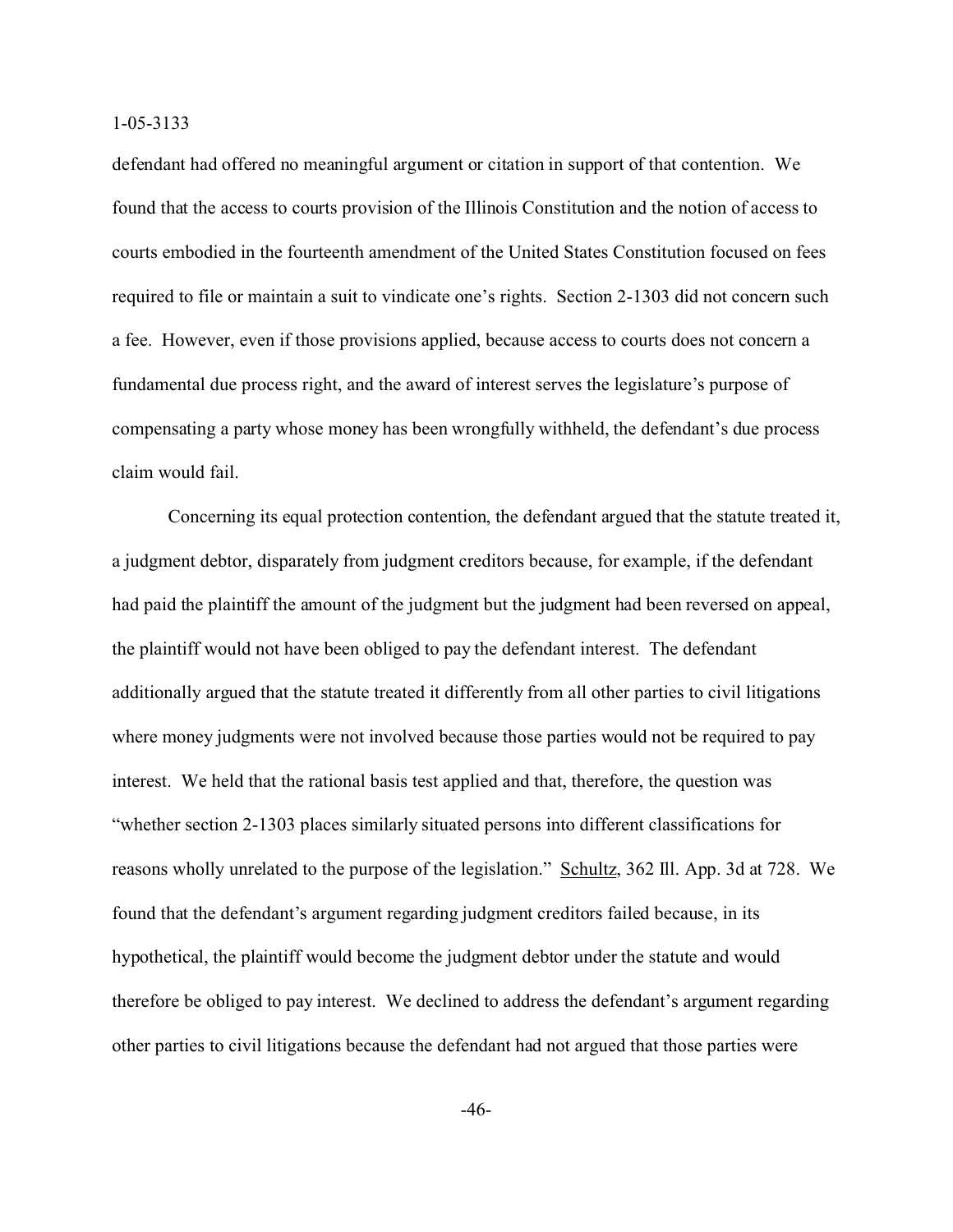defendant had offered no meaningful argument or citation in support of that contention. We found that the access to courts provision of the Illinois Constitution and the notion of access to courts embodied in the fourteenth amendment of the United States Constitution focused on fees required to file or maintain a suit to vindicate one's rights. Section 2-1303 did not concern such a fee. However, even if those provisions applied, because access to courts does not concern a fundamental due process right, and the award of interest serves the legislature's purpose of compensating a party whose money has been wrongfully withheld, the defendant's due process claim would fail.

Concerning its equal protection contention, the defendant argued that the statute treated it, a judgment debtor, disparately from judgment creditors because, for example, if the defendant had paid the plaintiff the amount of the judgment but the judgment had been reversed on appeal, the plaintiff would not have been obliged to pay the defendant interest. The defendant additionally argued that the statute treated it differently from all other parties to civil litigations where money judgments were not involved because those parties would not be required to pay interest. We held that the rational basis test applied and that, therefore, the question was "whether section 2-1303 places similarly situated persons into different classifications for reasons wholly unrelated to the purpose of the legislation." Schultz, 362 Ill. App. 3d at 728. We found that the defendant's argument regarding judgment creditors failed because, in its hypothetical, the plaintiff would become the judgment debtor under the statute and would therefore be obliged to pay interest. We declined to address the defendant's argument regarding other parties to civil litigations because the defendant had not argued that those parties were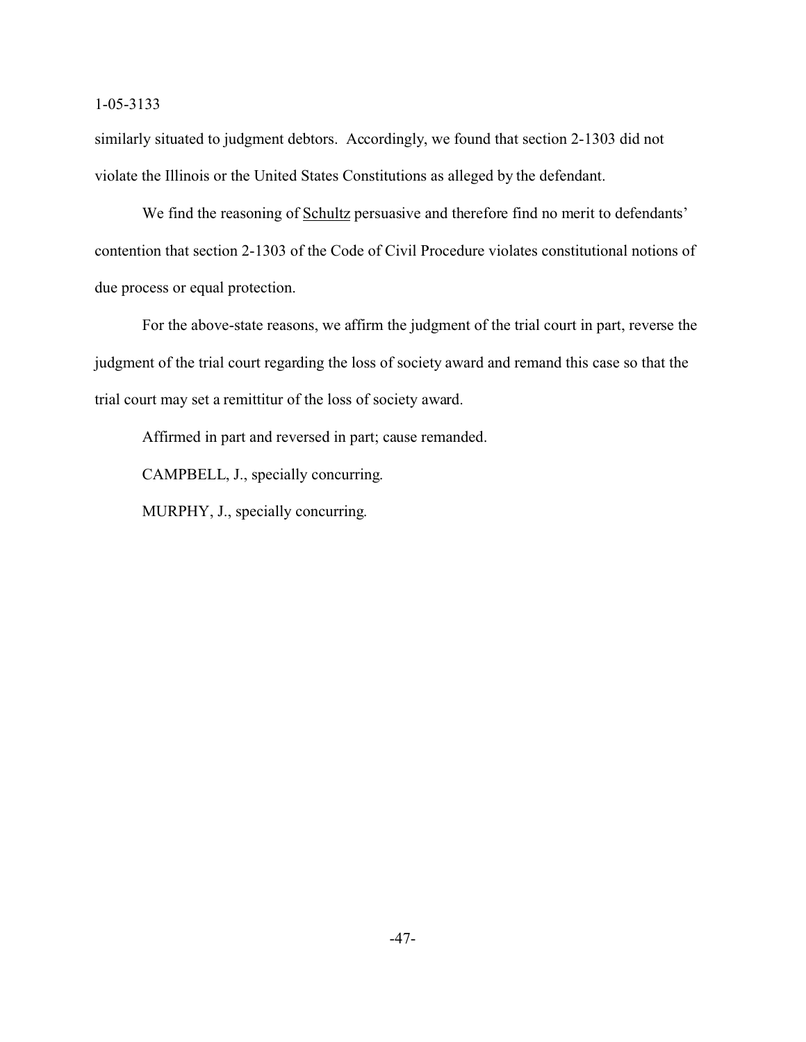similarly situated to judgment debtors. Accordingly, we found that section 2-1303 did not violate the Illinois or the United States Constitutions as alleged by the defendant.

We find the reasoning of Schultz persuasive and therefore find no merit to defendants' contention that section 2-1303 of the Code of Civil Procedure violates constitutional notions of due process or equal protection.

For the above-state reasons, we affirm the judgment of the trial court in part, reverse the judgment of the trial court regarding the loss of society award and remand this case so that the trial court may set a remittitur of the loss of society award.

Affirmed in part and reversed in part; cause remanded.

CAMPBELL, J., specially concurring.

MURPHY, J., specially concurring.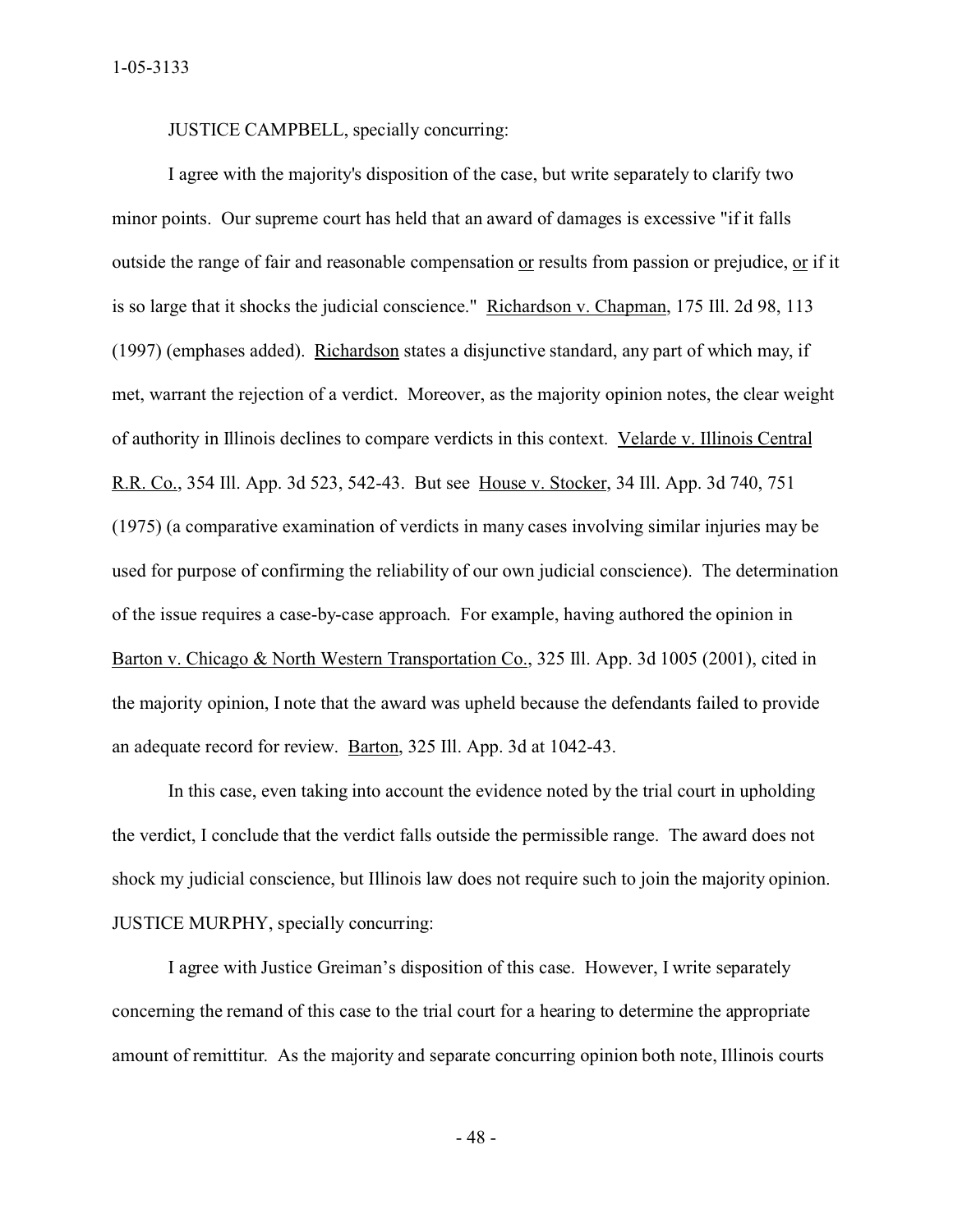JUSTICE CAMPBELL, specially concurring:

I agree with the majority's disposition of the case, but write separately to clarify two minor points. Our supreme court has held that an award of damages is excessive "if it falls outside the range of fair and reasonable compensation <u>or</u> results from passion or prejudice, <u>or</u> if it is so large that it shocks the judicial conscience." <u>Richardson v. Chapman</u>, 175 Ill. 2d 98, 113 (1997) (emphases added). <u>Richardson</u> states a disjunctive standard, any part of which may, if met, warrant the rejection of a verdict. Moreover, as the majority opinion notes, the clear weight of authority in Illinois declines to compare verdicts in this context. <u>Velarde v. Illinois Central R.R. Co.</u>, 354 Ill. App. 3d 523, 542-43. But see <u>House v. Stocker</u>, 34 Ill. App. 3d 740, 751 (1975) (a comparative examination of verdicts in many cases involving similar injuries may be used for purpose of confirming the reliability of our own judicial conscience). The determination of the issue requires a case-by-case approach. For example, having authored the opinion in <u>Barton v. Chicago & North Western Transportation Co.</u>, 325 Ill. App. 3d 1005 (2001), cited in the majority opinion, I note that the award was upheld because the defendants failed to provide an adequate record for review. <u>Barton</u>, 325 Ill. App. 3d at 1042-43.

In this case, even taking into account the evidence noted by the trial court in upholding the verdict, I conclude that the verdict falls outside the permissible range. The award does not shock my judicial conscience, but Illinois law does not require such to join the majority opinion.

JUSTICE MURPHY, specially concurring:

I agree with Justice Greiman's disposition of this case. However, I write separately concerning the remand of this case to the trial court for a hearing to determine the appropriate amount of remittitur. As the majority and separate concurring opinion both note, Illinois courts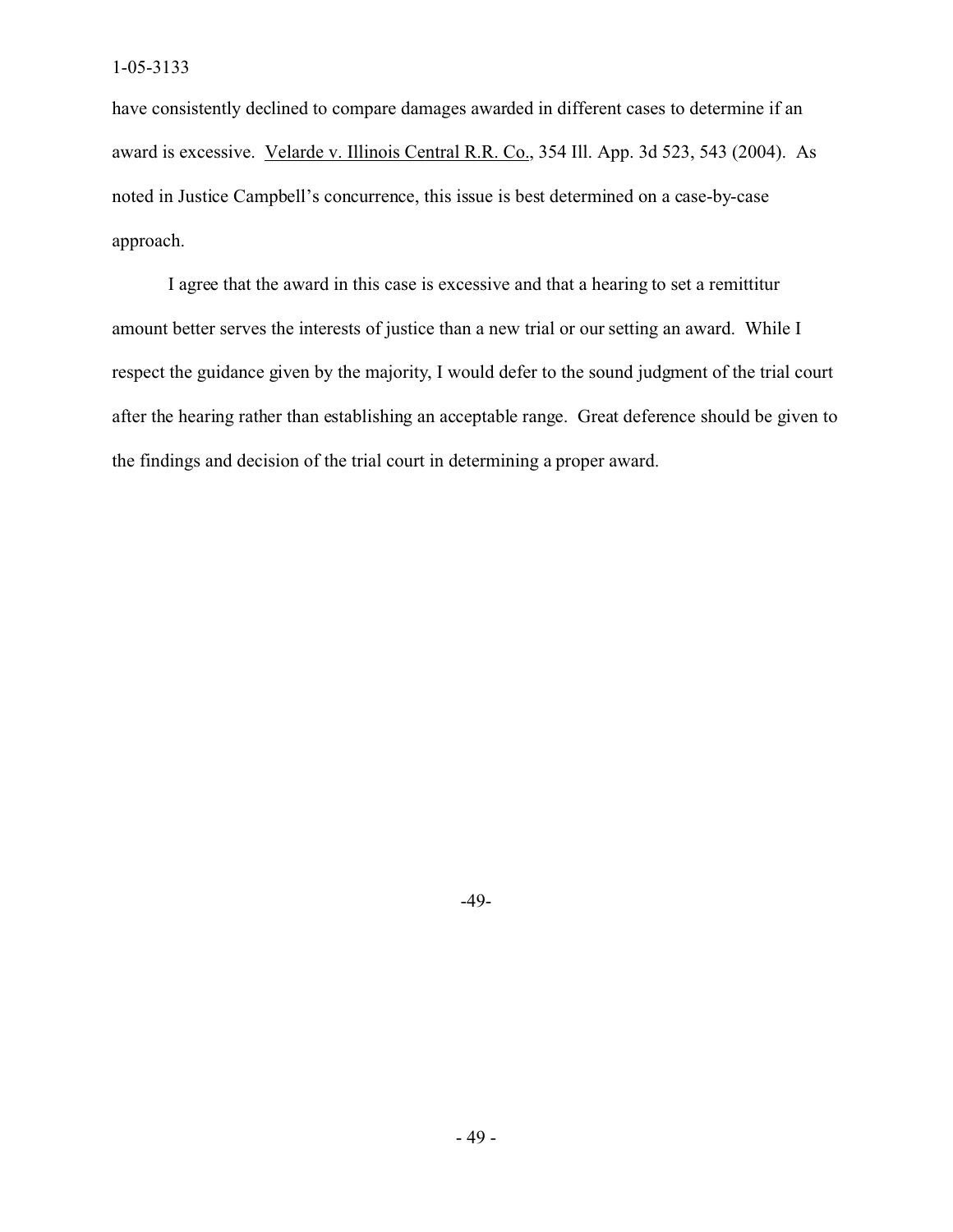have consistently declined to compare damages awarded in different cases to determine if an award is excessive. Velarde v. Illinois Central R.R. Co., 354 Ill. App. 3d 523, 543 (2004). As noted in Justice Campbell's concurrence, this issue is best determined on a case-by-case approach.

I agree that the award in this case is excessive and that a hearing to set a remittitur amount better serves the interests of justice than a new trial or our setting an award. While I respect the guidance given by the majority, I would defer to the sound judgment of the trial court after the hearing rather than establishing an acceptable range. Great deference should be given to the findings and decision of the trial court in determining a proper award.